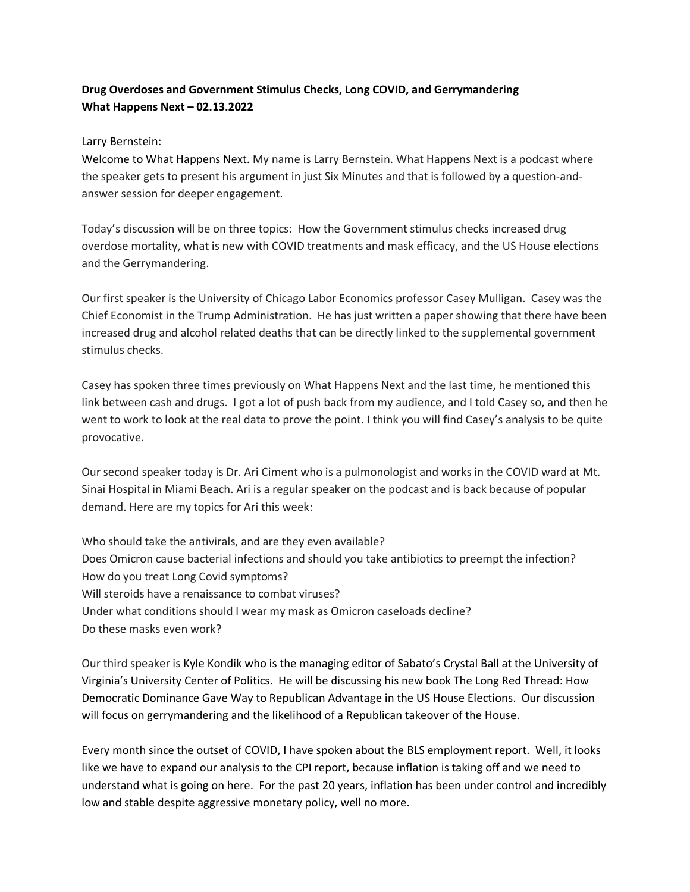**Drug Overdoses and Government Stimulus Checks, Long COVID, and Gerrymandering**
**What Happens Next – 02.13.2022**

Larry Bernstein:

Welcome to What Happens Next. My name is Larry Bernstein. What Happens Next is a podcast where the speaker gets to present his argument in just Six Minutes and that is followed by a question-and-answer session for deeper engagement.

Today's discussion will be on three topics: How the Government stimulus checks increased drug overdose mortality, what is new with COVID treatments and mask efficacy, and the US House elections and the Gerrymandering.

Our first speaker is the University of Chicago Labor Economics professor Casey Mulligan. Casey was the Chief Economist in the Trump Administration. He has just written a paper showing that there have been increased drug and alcohol related deaths that can be directly linked to the supplemental government stimulus checks.

Casey has spoken three times previously on What Happens Next and the last time, he mentioned this link between cash and drugs. I got a lot of push back from my audience, and I told Casey so, and then he went to work to look at the real data to prove the point. I think you will find Casey's analysis to be quite provocative.

Our second speaker today is Dr. Ari Ciment who is a pulmonologist and works in the COVID ward at Mt. Sinai Hospital in Miami Beach. Ari is a regular speaker on the podcast and is back because of popular demand. Here are my topics for Ari this week:

Who should take the antivirals, and are they even available?
Does Omicron cause bacterial infections and should you take antibiotics to preempt the infection?
How do you treat Long Covid symptoms?
Will steroids have a renaissance to combat viruses?
Under what conditions should I wear my mask as Omicron caseloads decline?
Do these masks even work?

Our third speaker is Kyle Kondik who is the managing editor of Sabato's Crystal Ball at the University of Virginia's University Center of Politics. He will be discussing his new book The Long Red Thread: How Democratic Dominance Gave Way to Republican Advantage in the US House Elections. Our discussion will focus on gerrymandering and the likelihood of a Republican takeover of the House.

Every month since the outset of COVID, I have spoken about the BLS employment report. Well, it looks like we have to expand our analysis to the CPI report, because inflation is taking off and we need to understand what is going on here. For the past 20 years, inflation has been under control and incredibly low and stable despite aggressive monetary policy, well no more.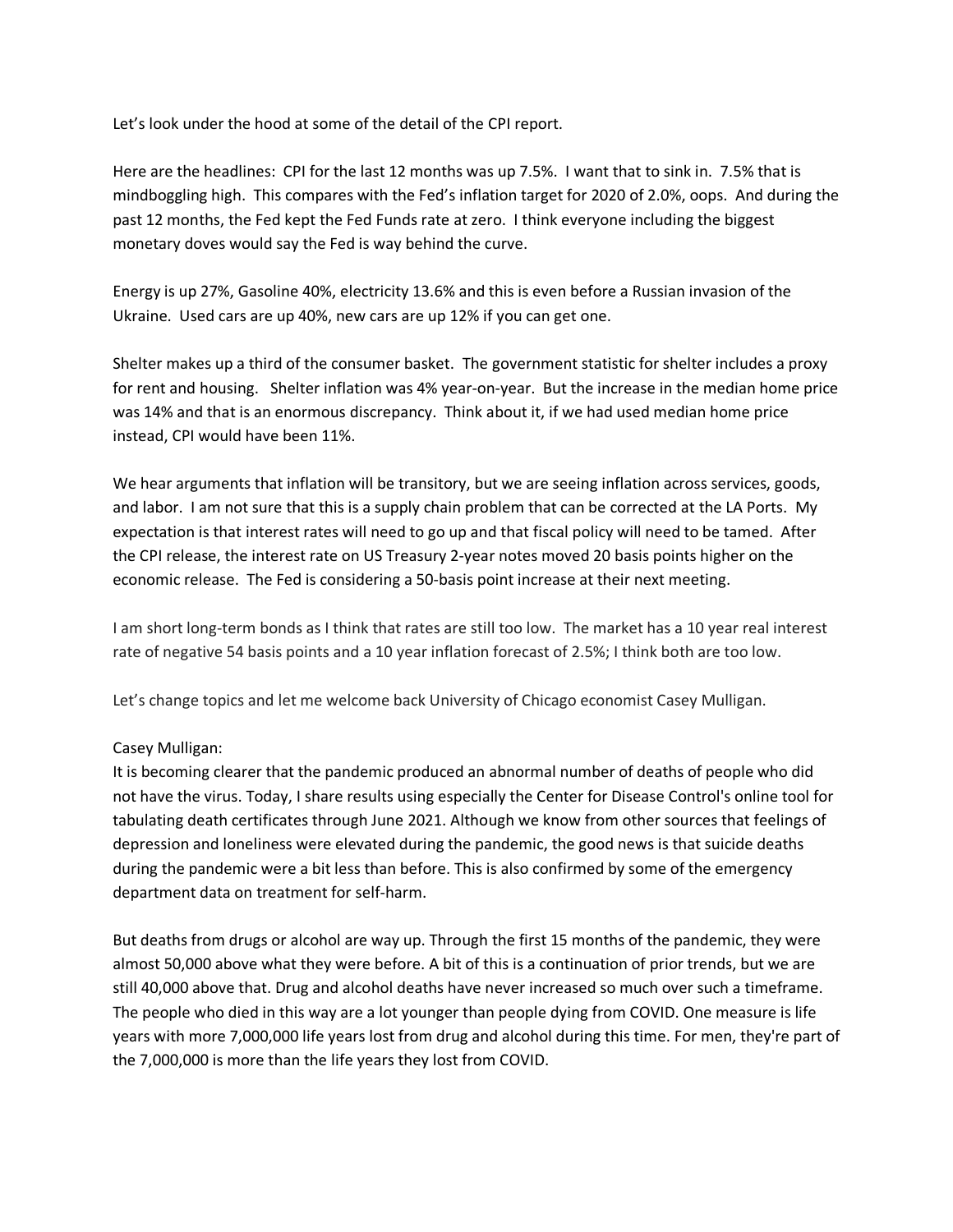Let's look under the hood at some of the detail of the CPI report.

Here are the headlines: CPI for the last 12 months was up 7.5%. I want that to sink in. 7.5% that is mindboggling high. This compares with the Fed's inflation target for 2020 of 2.0%, oops. And during the past 12 months, the Fed kept the Fed Funds rate at zero. I think everyone including the biggest monetary doves would say the Fed is way behind the curve.

Energy is up 27%, Gasoline 40%, electricity 13.6% and this is even before a Russian invasion of the Ukraine. Used cars are up 40%, new cars are up 12% if you can get one.

Shelter makes up a third of the consumer basket. The government statistic for shelter includes a proxy for rent and housing. Shelter inflation was 4% year-on-year. But the increase in the median home price was 14% and that is an enormous discrepancy. Think about it, if we had used median home price instead, CPI would have been 11%.

We hear arguments that inflation will be transitory, but we are seeing inflation across services, goods, and labor. I am not sure that this is a supply chain problem that can be corrected at the LA Ports. My expectation is that interest rates will need to go up and that fiscal policy will need to be tamed. After the CPI release, the interest rate on US Treasury 2-year notes moved 20 basis points higher on the economic release. The Fed is considering a 50-basis point increase at their next meeting.

I am short long-term bonds as I think that rates are still too low. The market has a 10 year real interest rate of negative 54 basis points and a 10 year inflation forecast of 2.5%; I think both are too low.

Let's change topics and let me welcome back University of Chicago economist Casey Mulligan.

Casey Mulligan:
It is becoming clearer that the pandemic produced an abnormal number of deaths of people who did not have the virus. Today, I share results using especially the Center for Disease Control's online tool for tabulating death certificates through June 2021. Although we know from other sources that feelings of depression and loneliness were elevated during the pandemic, the good news is that suicide deaths during the pandemic were a bit less than before. This is also confirmed by some of the emergency department data on treatment for self-harm.

But deaths from drugs or alcohol are way up. Through the first 15 months of the pandemic, they were almost 50,000 above what they were before. A bit of this is a continuation of prior trends, but we are still 40,000 above that. Drug and alcohol deaths have never increased so much over such a timeframe. The people who died in this way are a lot younger than people dying from COVID. One measure is life years with more 7,000,000 life years lost from drug and alcohol during this time. For men, they're part of the 7,000,000 is more than the life years they lost from COVID.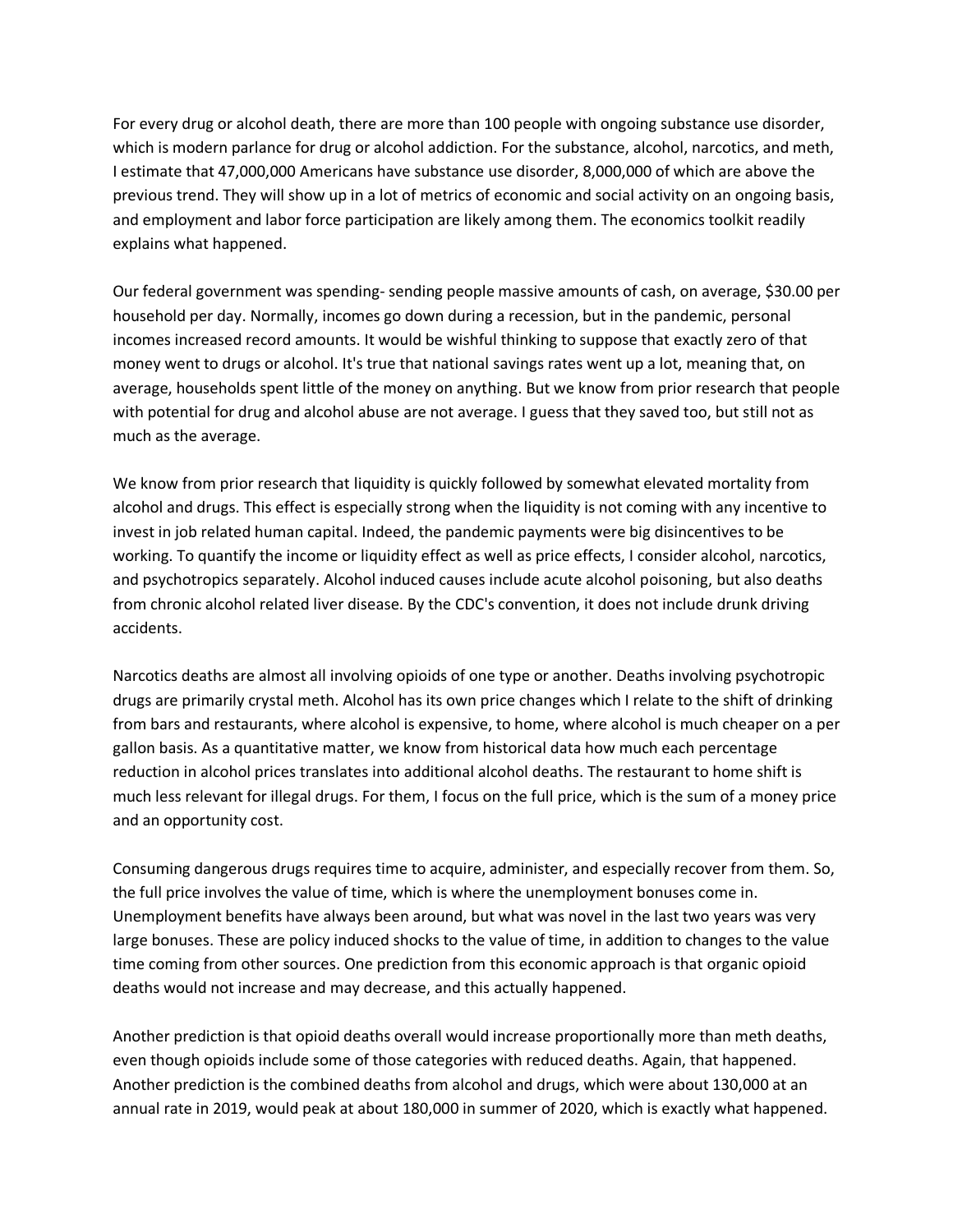For every drug or alcohol death, there are more than 100 people with ongoing substance use disorder, which is modern parlance for drug or alcohol addiction. For the substance, alcohol, narcotics, and meth, I estimate that 47,000,000 Americans have substance use disorder, 8,000,000 of which are above the previous trend. They will show up in a lot of metrics of economic and social activity on an ongoing basis, and employment and labor force participation are likely among them. The economics toolkit readily explains what happened.

Our federal government was spending- sending people massive amounts of cash, on average, $30.00 per household per day. Normally, incomes go down during a recession, but in the pandemic, personal incomes increased record amounts. It would be wishful thinking to suppose that exactly zero of that money went to drugs or alcohol. It's true that national savings rates went up a lot, meaning that, on average, households spent little of the money on anything. But we know from prior research that people with potential for drug and alcohol abuse are not average. I guess that they saved too, but still not as much as the average.

We know from prior research that liquidity is quickly followed by somewhat elevated mortality from alcohol and drugs. This effect is especially strong when the liquidity is not coming with any incentive to invest in job related human capital. Indeed, the pandemic payments were big disincentives to be working. To quantify the income or liquidity effect as well as price effects, I consider alcohol, narcotics, and psychotropics separately. Alcohol induced causes include acute alcohol poisoning, but also deaths from chronic alcohol related liver disease. By the CDC's convention, it does not include drunk driving accidents.

Narcotics deaths are almost all involving opioids of one type or another. Deaths involving psychotropic drugs are primarily crystal meth. Alcohol has its own price changes which I relate to the shift of drinking from bars and restaurants, where alcohol is expensive, to home, where alcohol is much cheaper on a per gallon basis. As a quantitative matter, we know from historical data how much each percentage reduction in alcohol prices translates into additional alcohol deaths. The restaurant to home shift is much less relevant for illegal drugs. For them, I focus on the full price, which is the sum of a money price and an opportunity cost.

Consuming dangerous drugs requires time to acquire, administer, and especially recover from them. So, the full price involves the value of time, which is where the unemployment bonuses come in. Unemployment benefits have always been around, but what was novel in the last two years was very large bonuses. These are policy induced shocks to the value of time, in addition to changes to the value time coming from other sources. One prediction from this economic approach is that organic opioid deaths would not increase and may decrease, and this actually happened.

Another prediction is that opioid deaths overall would increase proportionally more than meth deaths, even though opioids include some of those categories with reduced deaths. Again, that happened. Another prediction is the combined deaths from alcohol and drugs, which were about 130,000 at an annual rate in 2019, would peak at about 180,000 in summer of 2020, which is exactly what happened.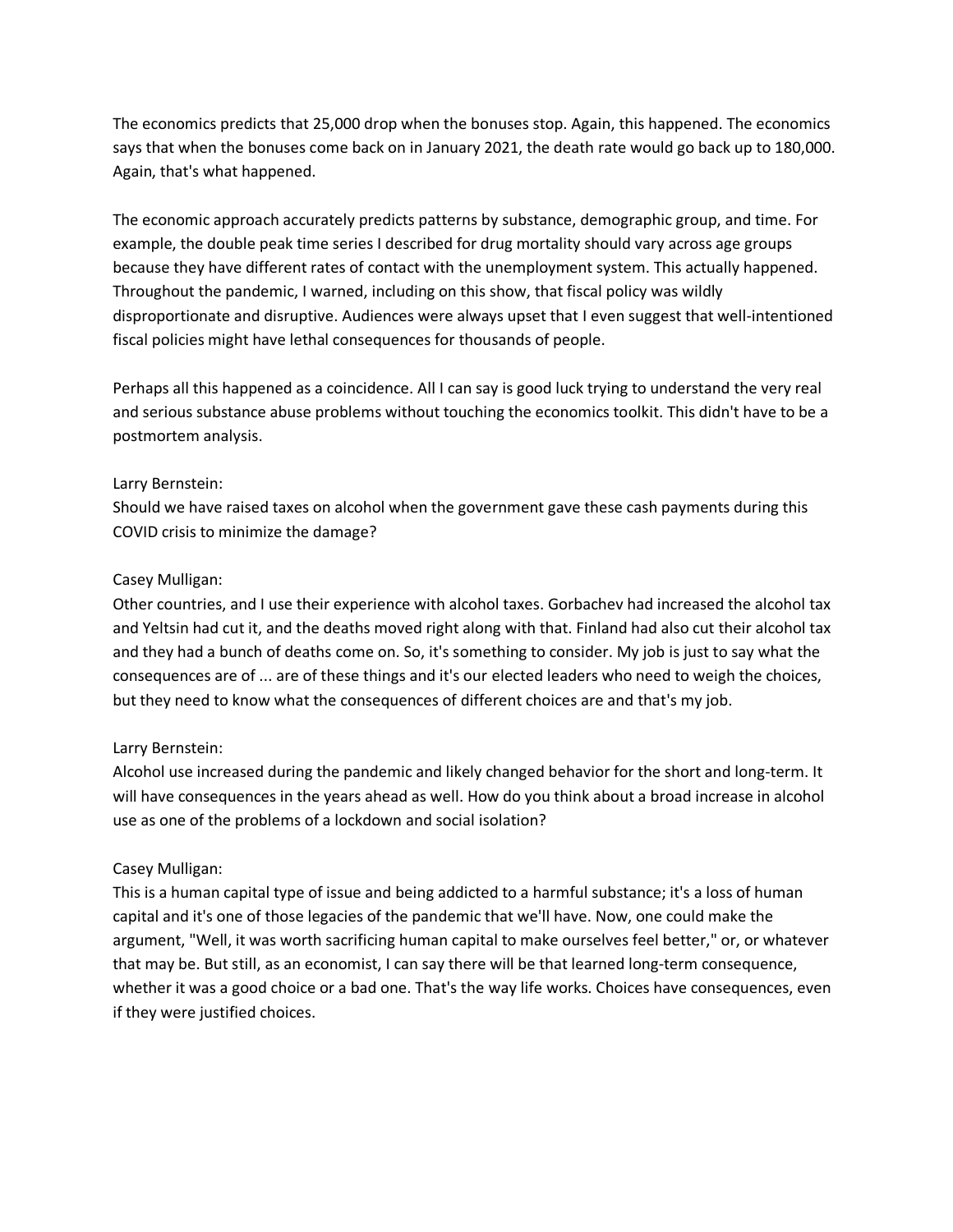The economics predicts that 25,000 drop when the bonuses stop. Again, this happened. The economics says that when the bonuses come back on in January 2021, the death rate would go back up to 180,000. Again, that's what happened.

The economic approach accurately predicts patterns by substance, demographic group, and time. For example, the double peak time series I described for drug mortality should vary across age groups because they have different rates of contact with the unemployment system. This actually happened. Throughout the pandemic, I warned, including on this show, that fiscal policy was wildly disproportionate and disruptive. Audiences were always upset that I even suggest that well-intentioned fiscal policies might have lethal consequences for thousands of people.

Perhaps all this happened as a coincidence. All I can say is good luck trying to understand the very real and serious substance abuse problems without touching the economics toolkit. This didn't have to be a postmortem analysis.

Larry Bernstein:
Should we have raised taxes on alcohol when the government gave these cash payments during this COVID crisis to minimize the damage?

Casey Mulligan:
Other countries, and I use their experience with alcohol taxes. Gorbachev had increased the alcohol tax and Yeltsin had cut it, and the deaths moved right along with that. Finland had also cut their alcohol tax and they had a bunch of deaths come on. So, it's something to consider. My job is just to say what the consequences are of ... are of these things and it's our elected leaders who need to weigh the choices, but they need to know what the consequences of different choices are and that's my job.

Larry Bernstein:
Alcohol use increased during the pandemic and likely changed behavior for the short and long-term. It will have consequences in the years ahead as well. How do you think about a broad increase in alcohol use as one of the problems of a lockdown and social isolation?

Casey Mulligan:
This is a human capital type of issue and being addicted to a harmful substance; it's a loss of human capital and it's one of those legacies of the pandemic that we'll have. Now, one could make the argument, "Well, it was worth sacrificing human capital to make ourselves feel better," or, or whatever that may be. But still, as an economist, I can say there will be that learned long-term consequence, whether it was a good choice or a bad one. That's the way life works. Choices have consequences, even if they were justified choices.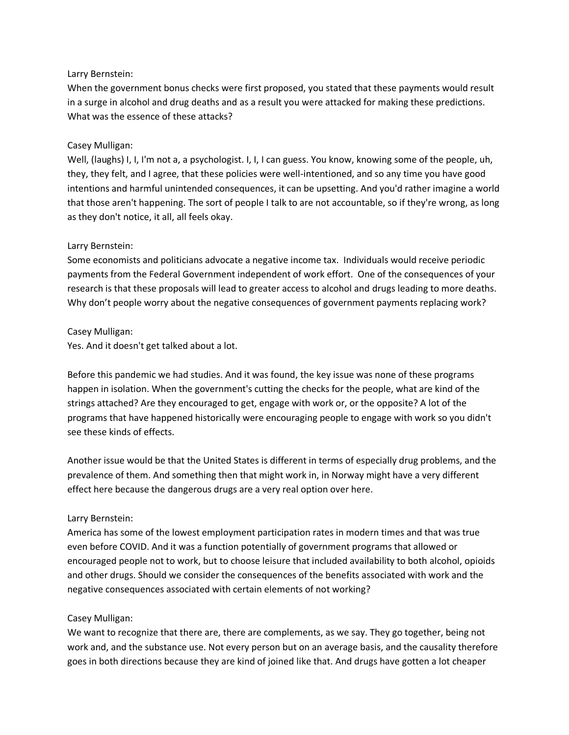Larry Bernstein:
When the government bonus checks were first proposed, you stated that these payments would result in a surge in alcohol and drug deaths and as a result you were attacked for making these predictions. What was the essence of these attacks?

Casey Mulligan:
Well, (laughs) I, I, I'm not a, a psychologist. I, I, I can guess. You know, knowing some of the people, uh, they, they felt, and I agree, that these policies were well-intentioned, and so any time you have good intentions and harmful unintended consequences, it can be upsetting. And you'd rather imagine a world that those aren't happening. The sort of people I talk to are not accountable, so if they're wrong, as long as they don't notice, it all, all feels okay.

Larry Bernstein:
Some economists and politicians advocate a negative income tax. Individuals would receive periodic payments from the Federal Government independent of work effort. One of the consequences of your research is that these proposals will lead to greater access to alcohol and drugs leading to more deaths. Why don't people worry about the negative consequences of government payments replacing work?

Casey Mulligan:
Yes. And it doesn't get talked about a lot.

Before this pandemic we had studies. And it was found, the key issue was none of these programs happen in isolation. When the government's cutting the checks for the people, what are kind of the strings attached? Are they encouraged to get, engage with work or, or the opposite? A lot of the programs that have happened historically were encouraging people to engage with work so you didn't see these kinds of effects.

Another issue would be that the United States is different in terms of especially drug problems, and the prevalence of them. And something then that might work in, in Norway might have a very different effect here because the dangerous drugs are a very real option over here.

Larry Bernstein:
America has some of the lowest employment participation rates in modern times and that was true even before COVID. And it was a function potentially of government programs that allowed or encouraged people not to work, but to choose leisure that included availability to both alcohol, opioids and other drugs. Should we consider the consequences of the benefits associated with work and the negative consequences associated with certain elements of not working?

Casey Mulligan:
We want to recognize that there are, there are complements, as we say. They go together, being not work and, and the substance use. Not every person but on an average basis, and the causality therefore goes in both directions because they are kind of joined like that. And drugs have gotten a lot cheaper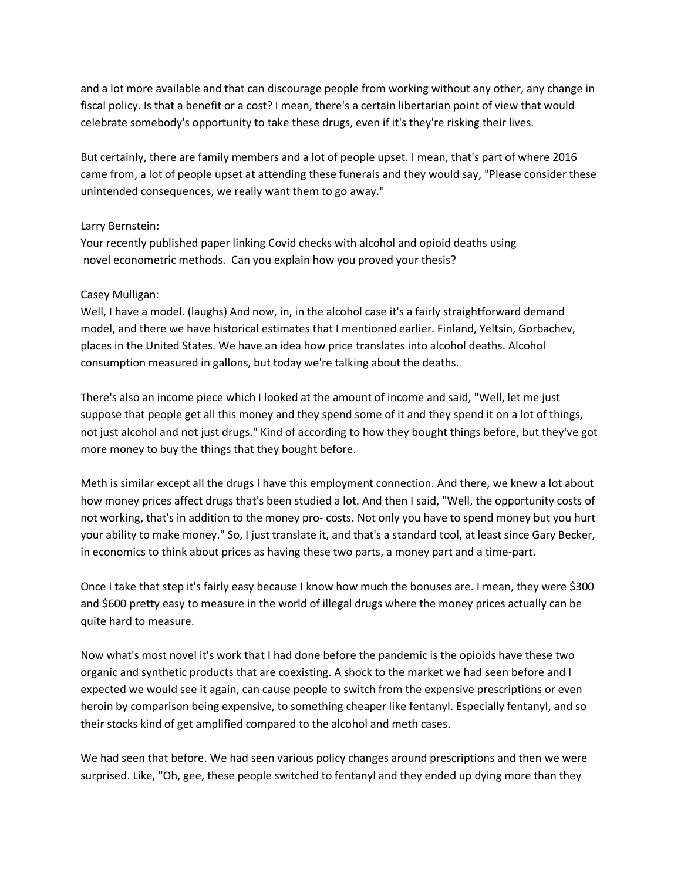and a lot more available and that can discourage people from working without any other, any change in fiscal policy. Is that a benefit or a cost? I mean, there's a certain libertarian point of view that would celebrate somebody's opportunity to take these drugs, even if it's they're risking their lives.

But certainly, there are family members and a lot of people upset. I mean, that's part of where 2016 came from, a lot of people upset at attending these funerals and they would say, "Please consider these unintended consequences, we really want them to go away."

Larry Bernstein:
Your recently published paper linking Covid checks with alcohol and opioid deaths using novel econometric methods. Can you explain how you proved your thesis?

Casey Mulligan:
Well, I have a model. (laughs) And now, in, in the alcohol case it's a fairly straightforward demand model, and there we have historical estimates that I mentioned earlier. Finland, Yeltsin, Gorbachev, places in the United States. We have an idea how price translates into alcohol deaths. Alcohol consumption measured in gallons, but today we're talking about the deaths.

There's also an income piece which I looked at the amount of income and said, "Well, let me just suppose that people get all this money and they spend some of it and they spend it on a lot of things, not just alcohol and not just drugs." Kind of according to how they bought things before, but they've got more money to buy the things that they bought before.

Meth is similar except all the drugs I have this employment connection. And there, we knew a lot about how money prices affect drugs that's been studied a lot. And then I said, "Well, the opportunity costs of not working, that's in addition to the money pro- costs. Not only you have to spend money but you hurt your ability to make money." So, I just translate it, and that's a standard tool, at least since Gary Becker, in economics to think about prices as having these two parts, a money part and a time-part.

Once I take that step it's fairly easy because I know how much the bonuses are. I mean, they were $300 and $600 pretty easy to measure in the world of illegal drugs where the money prices actually can be quite hard to measure.

Now what's most novel it's work that I had done before the pandemic is the opioids have these two organic and synthetic products that are coexisting. A shock to the market we had seen before and I expected we would see it again, can cause people to switch from the expensive prescriptions or even heroin by comparison being expensive, to something cheaper like fentanyl. Especially fentanyl, and so their stocks kind of get amplified compared to the alcohol and meth cases.

We had seen that before. We had seen various policy changes around prescriptions and then we were surprised. Like, "Oh, gee, these people switched to fentanyl and they ended up dying more than they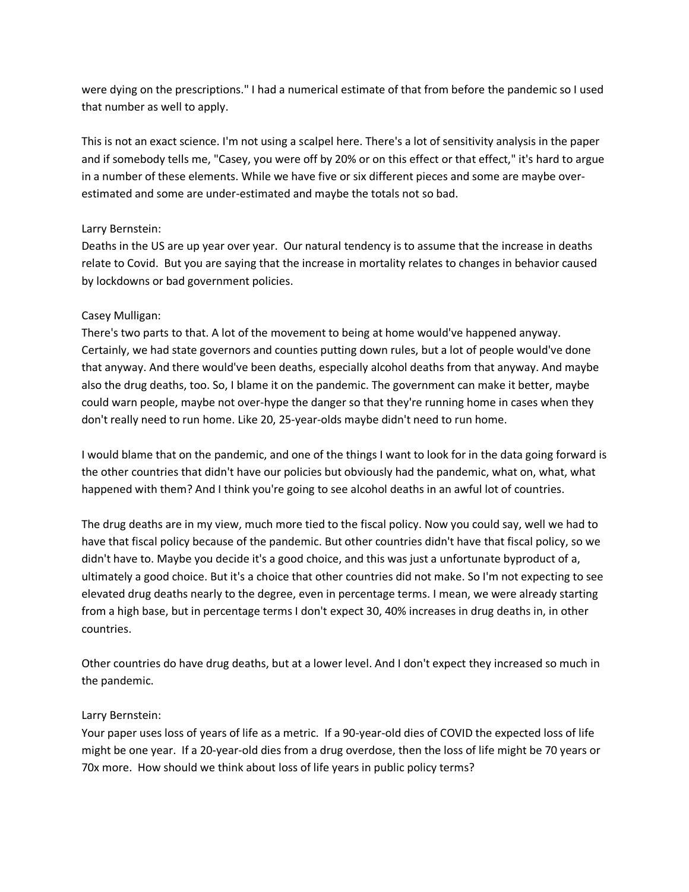were dying on the prescriptions." I had a numerical estimate of that from before the pandemic so I used that number as well to apply.

This is not an exact science. I'm not using a scalpel here. There's a lot of sensitivity analysis in the paper and if somebody tells me, "Casey, you were off by 20% or on this effect or that effect," it's hard to argue in a number of these elements. While we have five or six different pieces and some are maybe over-estimated and some are under-estimated and maybe the totals not so bad.

Larry Bernstein:
Deaths in the US are up year over year. Our natural tendency is to assume that the increase in deaths relate to Covid. But you are saying that the increase in mortality relates to changes in behavior caused by lockdowns or bad government policies.

Casey Mulligan:
There's two parts to that. A lot of the movement to being at home would've happened anyway. Certainly, we had state governors and counties putting down rules, but a lot of people would've done that anyway. And there would've been deaths, especially alcohol deaths from that anyway. And maybe also the drug deaths, too. So, I blame it on the pandemic. The government can make it better, maybe could warn people, maybe not over-hype the danger so that they're running home in cases when they don't really need to run home. Like 20, 25-year-olds maybe didn't need to run home.

I would blame that on the pandemic, and one of the things I want to look for in the data going forward is the other countries that didn't have our policies but obviously had the pandemic, what on, what, what happened with them? And I think you're going to see alcohol deaths in an awful lot of countries.

The drug deaths are in my view, much more tied to the fiscal policy. Now you could say, well we had to have that fiscal policy because of the pandemic. But other countries didn't have that fiscal policy, so we didn't have to. Maybe you decide it's a good choice, and this was just a unfortunate byproduct of a, ultimately a good choice. But it's a choice that other countries did not make. So I'm not expecting to see elevated drug deaths nearly to the degree, even in percentage terms. I mean, we were already starting from a high base, but in percentage terms I don't expect 30, 40% increases in drug deaths in, in other countries.

Other countries do have drug deaths, but at a lower level. And I don't expect they increased so much in the pandemic.

Larry Bernstein:
Your paper uses loss of years of life as a metric. If a 90-year-old dies of COVID the expected loss of life might be one year. If a 20-year-old dies from a drug overdose, then the loss of life might be 70 years or 70x more. How should we think about loss of life years in public policy terms?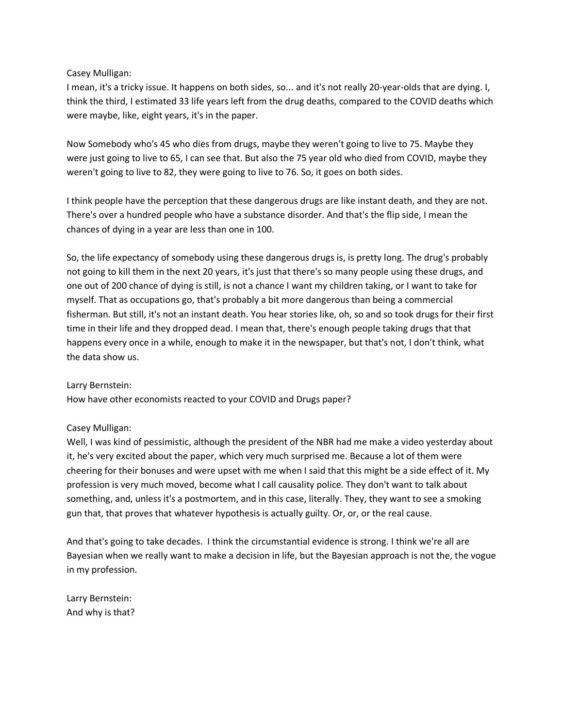Casey Mulligan:
I mean, it's a tricky issue. It happens on both sides, so... and it's not really 20-year-olds that are dying. I, think the third, I estimated 33 life years left from the drug deaths, compared to the COVID deaths which were maybe, like, eight years, it's in the paper.

Now Somebody who's 45 who dies from drugs, maybe they weren't going to live to 75. Maybe they were just going to live to 65, I can see that. But also the 75 year old who died from COVID, maybe they weren't going to live to 82, they were going to live to 76. So, it goes on both sides.

I think people have the perception that these dangerous drugs are like instant death, and they are not. There's over a hundred people who have a substance disorder. And that's the flip side, I mean the chances of dying in a year are less than one in 100.

So, the life expectancy of somebody using these dangerous drugs is, is pretty long. The drug's probably not going to kill them in the next 20 years, it's just that there's so many people using these drugs, and one out of 200 chance of dying is still, is not a chance I want my children taking, or I want to take for myself. That as occupations go, that's probably a bit more dangerous than being a commercial fisherman. But still, it's not an instant death. You hear stories like, oh, so and so took drugs for their first time in their life and they dropped dead. I mean that, there's enough people taking drugs that that happens every once in a while, enough to make it in the newspaper, but that's not, I don't think, what the data show us.

Larry Bernstein:
How have other economists reacted to your COVID and Drugs paper?

Casey Mulligan:
Well, I was kind of pessimistic, although the president of the NBR had me make a video yesterday about it, he's very excited about the paper, which very much surprised me. Because a lot of them were cheering for their bonuses and were upset with me when I said that this might be a side effect of it. My profession is very much moved, become what I call causality police. They don't want to talk about something, and, unless it's a postmortem, and in this case, literally. They, they want to see a smoking gun that, that proves that whatever hypothesis is actually guilty. Or, or, or the real cause.

And that's going to take decades. I think the circumstantial evidence is strong. I think we're all are Bayesian when we really want to make a decision in life, but the Bayesian approach is not the, the vogue in my profession.

Larry Bernstein:
And why is that?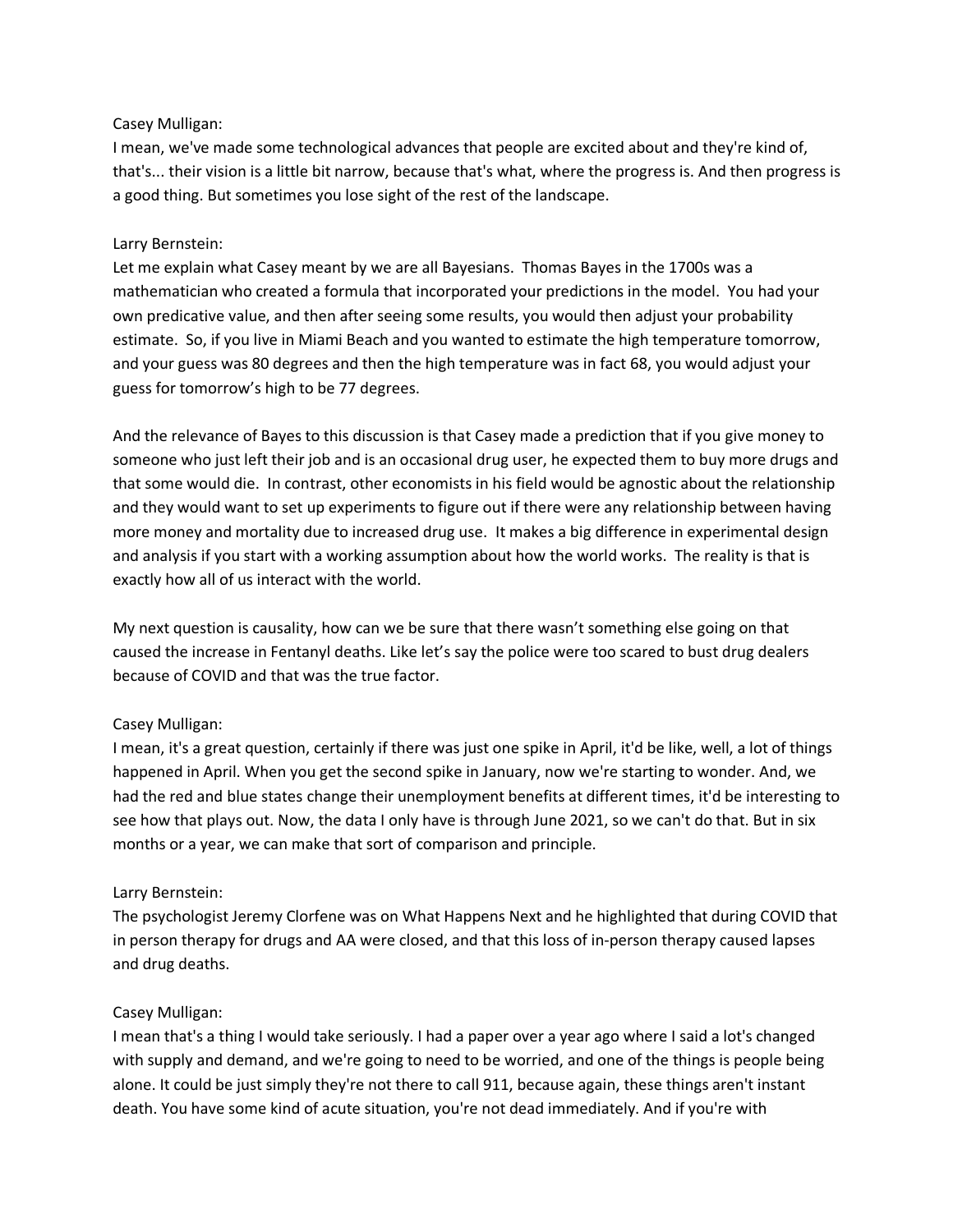Casey Mulligan:
I mean, we've made some technological advances that people are excited about and they're kind of, that's... their vision is a little bit narrow, because that's what, where the progress is. And then progress is a good thing. But sometimes you lose sight of the rest of the landscape.

Larry Bernstein:
Let me explain what Casey meant by we are all Bayesians. Thomas Bayes in the 1700s was a mathematician who created a formula that incorporated your predictions in the model. You had your own predicative value, and then after seeing some results, you would then adjust your probability estimate. So, if you live in Miami Beach and you wanted to estimate the high temperature tomorrow, and your guess was 80 degrees and then the high temperature was in fact 68, you would adjust your guess for tomorrow's high to be 77 degrees.

And the relevance of Bayes to this discussion is that Casey made a prediction that if you give money to someone who just left their job and is an occasional drug user, he expected them to buy more drugs and that some would die. In contrast, other economists in his field would be agnostic about the relationship and they would want to set up experiments to figure out if there were any relationship between having more money and mortality due to increased drug use. It makes a big difference in experimental design and analysis if you start with a working assumption about how the world works. The reality is that is exactly how all of us interact with the world.

My next question is causality, how can we be sure that there wasn't something else going on that caused the increase in Fentanyl deaths. Like let's say the police were too scared to bust drug dealers because of COVID and that was the true factor.

Casey Mulligan:
I mean, it's a great question, certainly if there was just one spike in April, it'd be like, well, a lot of things happened in April. When you get the second spike in January, now we're starting to wonder. And, we had the red and blue states change their unemployment benefits at different times, it'd be interesting to see how that plays out. Now, the data I only have is through June 2021, so we can't do that. But in six months or a year, we can make that sort of comparison and principle.

Larry Bernstein:
The psychologist Jeremy Clorfene was on What Happens Next and he highlighted that during COVID that in person therapy for drugs and AA were closed, and that this loss of in-person therapy caused lapses and drug deaths.

Casey Mulligan:
I mean that's a thing I would take seriously. I had a paper over a year ago where I said a lot's changed with supply and demand, and we're going to need to be worried, and one of the things is people being alone. It could be just simply they're not there to call 911, because again, these things aren't instant death. You have some kind of acute situation, you're not dead immediately. And if you're with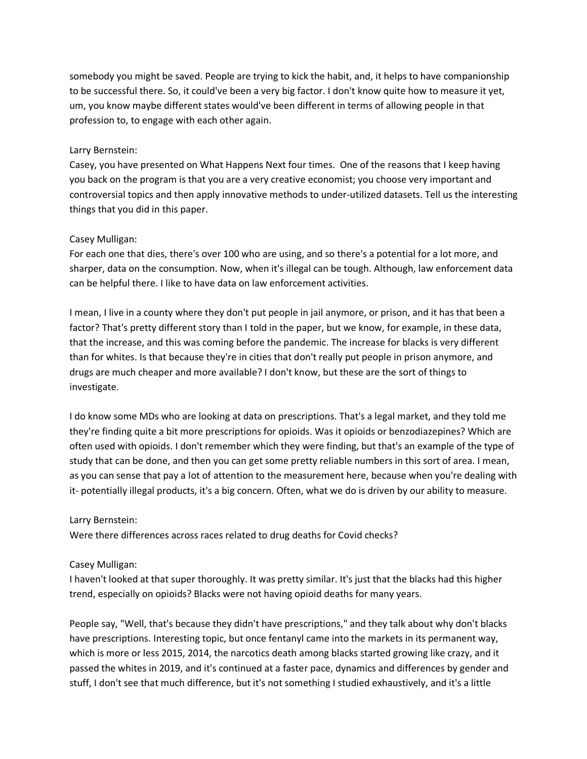somebody you might be saved. People are trying to kick the habit, and, it helps to have companionship to be successful there. So, it could've been a very big factor. I don't know quite how to measure it yet, um, you know maybe different states would've been different in terms of allowing people in that profession to, to engage with each other again.

Larry Bernstein:
Casey, you have presented on What Happens Next four times. One of the reasons that I keep having you back on the program is that you are a very creative economist; you choose very important and controversial topics and then apply innovative methods to under-utilized datasets. Tell us the interesting things that you did in this paper.

Casey Mulligan:
For each one that dies, there's over 100 who are using, and so there's a potential for a lot more, and sharper, data on the consumption. Now, when it's illegal can be tough. Although, law enforcement data can be helpful there. I like to have data on law enforcement activities.

I mean, I live in a county where they don't put people in jail anymore, or prison, and it has that been a factor? That's pretty different story than I told in the paper, but we know, for example, in these data, that the increase, and this was coming before the pandemic. The increase for blacks is very different than for whites. Is that because they're in cities that don't really put people in prison anymore, and drugs are much cheaper and more available? I don't know, but these are the sort of things to investigate.

I do know some MDs who are looking at data on prescriptions. That's a legal market, and they told me they're finding quite a bit more prescriptions for opioids. Was it opioids or benzodiazepines? Which are often used with opioids. I don't remember which they were finding, but that's an example of the type of study that can be done, and then you can get some pretty reliable numbers in this sort of area. I mean, as you can sense that pay a lot of attention to the measurement here, because when you're dealing with it- potentially illegal products, it's a big concern. Often, what we do is driven by our ability to measure.

Larry Bernstein:
Were there differences across races related to drug deaths for Covid checks?

Casey Mulligan:
I haven't looked at that super thoroughly. It was pretty similar. It's just that the blacks had this higher trend, especially on opioids? Blacks were not having opioid deaths for many years.

People say, "Well, that's because they didn't have prescriptions," and they talk about why don't blacks have prescriptions. Interesting topic, but once fentanyl came into the markets in its permanent way, which is more or less 2015, 2014, the narcotics death among blacks started growing like crazy, and it passed the whites in 2019, and it's continued at a faster pace, dynamics and differences by gender and stuff, I don't see that much difference, but it's not something I studied exhaustively, and it's a little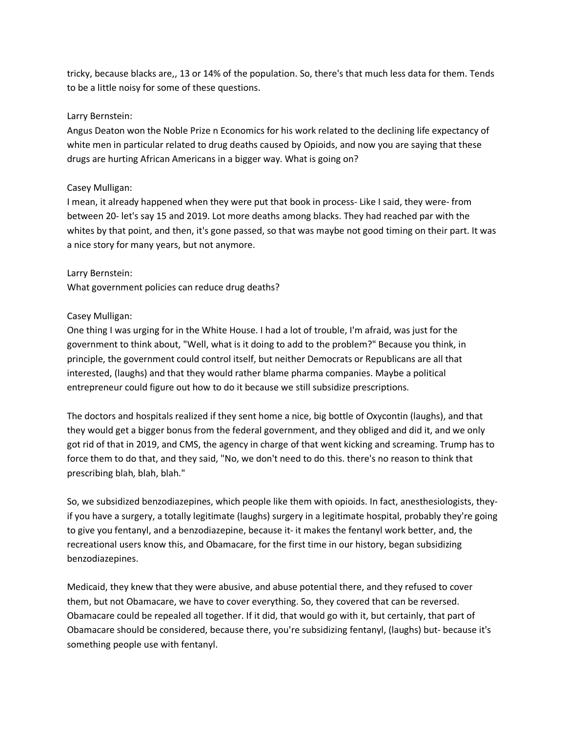tricky, because blacks are,, 13 or 14% of the population. So, there's that much less data for them. Tends to be a little noisy for some of these questions.

Larry Bernstein:
Angus Deaton won the Noble Prize n Economics for his work related to the declining life expectancy of white men in particular related to drug deaths caused by Opioids, and now you are saying that these drugs are hurting African Americans in a bigger way. What is going on?

Casey Mulligan:
I mean, it already happened when they were put that book in process- Like I said, they were- from between 20- let's say 15 and 2019. Lot more deaths among blacks. They had reached par with the whites by that point, and then, it's gone passed, so that was maybe not good timing on their part. It was a nice story for many years, but not anymore.

Larry Bernstein:
What government policies can reduce drug deaths?

Casey Mulligan:
One thing I was urging for in the White House. I had a lot of trouble, I'm afraid, was just for the government to think about, "Well, what is it doing to add to the problem?" Because you think, in principle, the government could control itself, but neither Democrats or Republicans are all that interested, (laughs) and that they would rather blame pharma companies. Maybe a political entrepreneur could figure out how to do it because we still subsidize prescriptions.

The doctors and hospitals realized if they sent home a nice, big bottle of Oxycontin (laughs), and that they would get a bigger bonus from the federal government, and they obliged and did it, and we only got rid of that in 2019, and CMS, the agency in charge of that went kicking and screaming. Trump has to force them to do that, and they said, "No, we don't need to do this. there's no reason to think that prescribing blah, blah, blah."

So, we subsidized benzodiazepines, which people like them with opioids. In fact, anesthesiologists, they- if you have a surgery, a totally legitimate (laughs) surgery in a legitimate hospital, probably they're going to give you fentanyl, and a benzodiazepine, because it- it makes the fentanyl work better, and, the recreational users know this, and Obamacare, for the first time in our history, began subsidizing benzodiazepines.

Medicaid, they knew that they were abusive, and abuse potential there, and they refused to cover them, but not Obamacare, we have to cover everything. So, they covered that can be reversed. Obamacare could be repealed all together. If it did, that would go with it, but certainly, that part of Obamacare should be considered, because there, you're subsidizing fentanyl, (laughs) but- because it's something people use with fentanyl.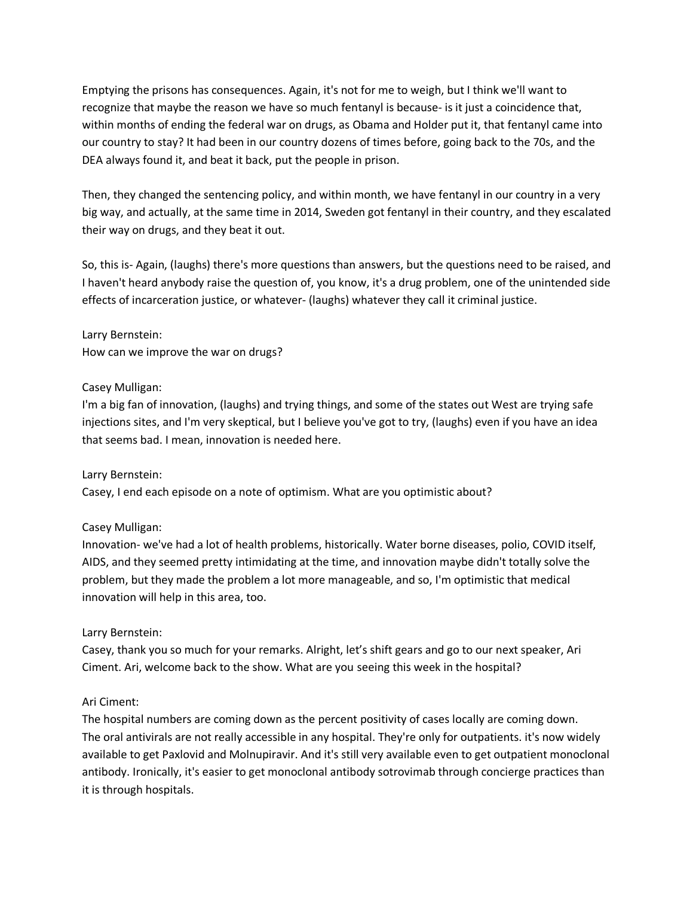Emptying the prisons has consequences. Again, it's not for me to weigh, but I think we'll want to recognize that maybe the reason we have so much fentanyl is because- is it just a coincidence that, within months of ending the federal war on drugs, as Obama and Holder put it, that fentanyl came into our country to stay? It had been in our country dozens of times before, going back to the 70s, and the DEA always found it, and beat it back, put the people in prison.

Then, they changed the sentencing policy, and within month, we have fentanyl in our country in a very big way, and actually, at the same time in 2014, Sweden got fentanyl in their country, and they escalated their way on drugs, and they beat it out.

So, this is- Again, (laughs) there's more questions than answers, but the questions need to be raised, and I haven't heard anybody raise the question of, you know, it's a drug problem, one of the unintended side effects of incarceration justice, or whatever- (laughs) whatever they call it criminal justice.

Larry Bernstein:
How can we improve the war on drugs?

Casey Mulligan:
I'm a big fan of innovation, (laughs) and trying things, and some of the states out West are trying safe injections sites, and I'm very skeptical, but I believe you've got to try, (laughs) even if you have an idea that seems bad. I mean, innovation is needed here.

Larry Bernstein:
Casey, I end each episode on a note of optimism. What are you optimistic about?

Casey Mulligan:
Innovation- we've had a lot of health problems, historically. Water borne diseases, polio, COVID itself, AIDS, and they seemed pretty intimidating at the time, and innovation maybe didn't totally solve the problem, but they made the problem a lot more manageable, and so, I'm optimistic that medical innovation will help in this area, too.

Larry Bernstein:
Casey, thank you so much for your remarks. Alright, let's shift gears and go to our next speaker, Ari Ciment. Ari, welcome back to the show. What are you seeing this week in the hospital?

Ari Ciment:
The hospital numbers are coming down as the percent positivity of cases locally are coming down. The oral antivirals are not really accessible in any hospital. They're only for outpatients. it's now widely available to get Paxlovid and Molnupiravir. And it's still very available even to get outpatient monoclonal antibody. Ironically, it's easier to get monoclonal antibody sotrovimab through concierge practices than it is through hospitals.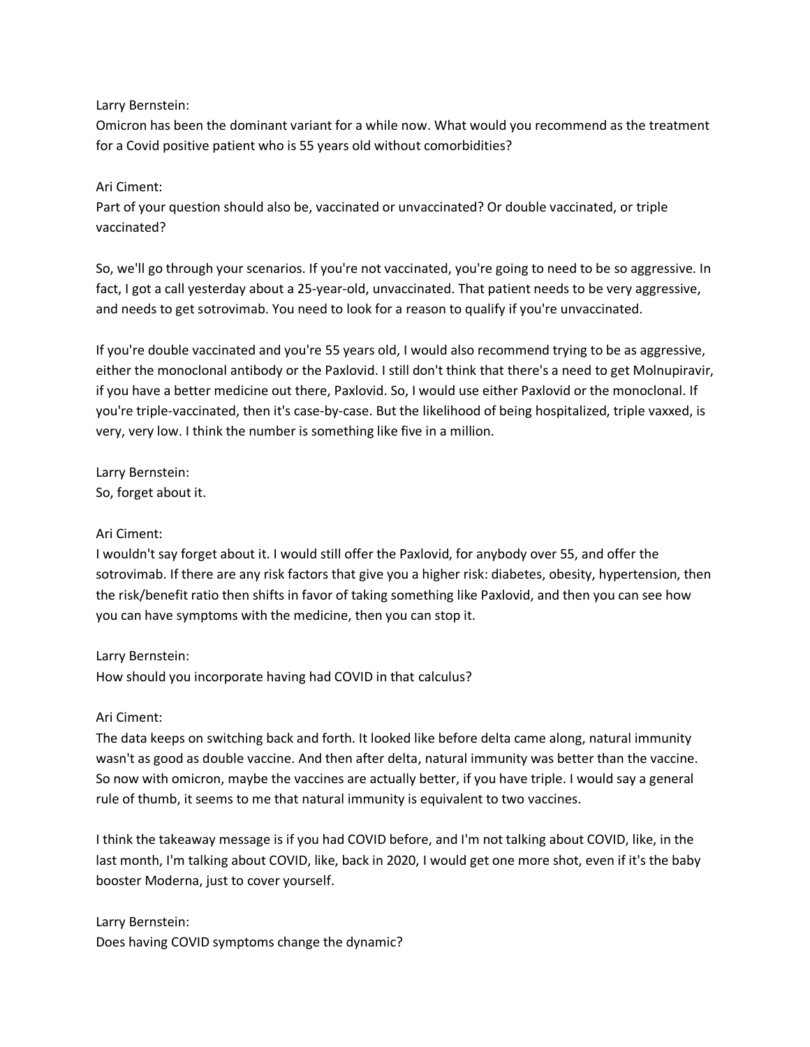Larry Bernstein:
Omicron has been the dominant variant for a while now. What would you recommend as the treatment for a Covid positive patient who is 55 years old without comorbidities?

Ari Ciment:
Part of your question should also be, vaccinated or unvaccinated? Or double vaccinated, or triple vaccinated?

So, we'll go through your scenarios. If you're not vaccinated, you're going to need to be so aggressive. In fact, I got a call yesterday about a 25-year-old, unvaccinated. That patient needs to be very aggressive, and needs to get sotrovimab. You need to look for a reason to qualify if you're unvaccinated.

If you're double vaccinated and you're 55 years old, I would also recommend trying to be as aggressive, either the monoclonal antibody or the Paxlovid. I still don't think that there's a need to get Molnupiravir, if you have a better medicine out there, Paxlovid. So, I would use either Paxlovid or the monoclonal. If you're triple-vaccinated, then it's case-by-case. But the likelihood of being hospitalized, triple vaxxed, is very, very low. I think the number is something like five in a million.

Larry Bernstein:
So, forget about it.

Ari Ciment:
I wouldn't say forget about it. I would still offer the Paxlovid, for anybody over 55, and offer the sotrovimab. If there are any risk factors that give you a higher risk: diabetes, obesity, hypertension, then the risk/benefit ratio then shifts in favor of taking something like Paxlovid, and then you can see how you can have symptoms with the medicine, then you can stop it.

Larry Bernstein:
How should you incorporate having had COVID in that calculus?

Ari Ciment:
The data keeps on switching back and forth. It looked like before delta came along, natural immunity wasn't as good as double vaccine. And then after delta, natural immunity was better than the vaccine. So now with omicron, maybe the vaccines are actually better, if you have triple. I would say a general rule of thumb, it seems to me that natural immunity is equivalent to two vaccines.

I think the takeaway message is if you had COVID before, and I'm not talking about COVID, like, in the last month, I'm talking about COVID, like, back in 2020, I would get one more shot, even if it's the baby booster Moderna, just to cover yourself.

Larry Bernstein:
Does having COVID symptoms change the dynamic?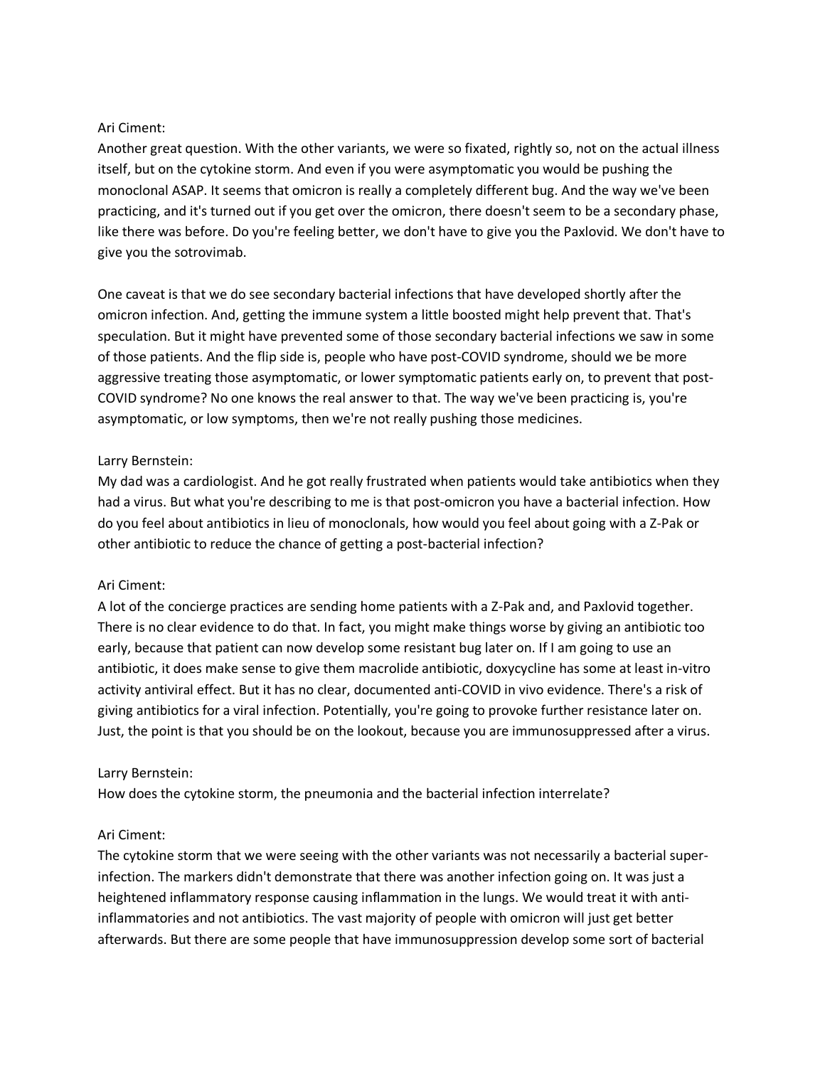Ari Ciment:
Another great question. With the other variants, we were so fixated, rightly so, not on the actual illness itself, but on the cytokine storm. And even if you were asymptomatic you would be pushing the monoclonal ASAP. It seems that omicron is really a completely different bug. And the way we've been practicing, and it's turned out if you get over the omicron, there doesn't seem to be a secondary phase, like there was before. Do you're feeling better, we don't have to give you the Paxlovid. We don't have to give you the sotrovimab.

One caveat is that we do see secondary bacterial infections that have developed shortly after the omicron infection. And, getting the immune system a little boosted might help prevent that. That's speculation. But it might have prevented some of those secondary bacterial infections we saw in some of those patients. And the flip side is, people who have post-COVID syndrome, should we be more aggressive treating those asymptomatic, or lower symptomatic patients early on, to prevent that post-COVID syndrome? No one knows the real answer to that. The way we've been practicing is, you're asymptomatic, or low symptoms, then we're not really pushing those medicines.

Larry Bernstein:
My dad was a cardiologist. And he got really frustrated when patients would take antibiotics when they had a virus. But what you're describing to me is that post-omicron you have a bacterial infection. How do you feel about antibiotics in lieu of monoclonals, how would you feel about going with a Z-Pak or other antibiotic to reduce the chance of getting a post-bacterial infection?

Ari Ciment:
A lot of the concierge practices are sending home patients with a Z-Pak and, and Paxlovid together. There is no clear evidence to do that. In fact, you might make things worse by giving an antibiotic too early, because that patient can now develop some resistant bug later on. If I am going to use an antibiotic, it does make sense to give them macrolide antibiotic, doxycycline has some at least in-vitro activity antiviral effect. But it has no clear, documented anti-COVID in vivo evidence. There's a risk of giving antibiotics for a viral infection. Potentially, you're going to provoke further resistance later on. Just, the point is that you should be on the lookout, because you are immunosuppressed after a virus.

Larry Bernstein:
How does the cytokine storm, the pneumonia and the bacterial infection interrelate?

Ari Ciment:
The cytokine storm that we were seeing with the other variants was not necessarily a bacterial super-infection. The markers didn't demonstrate that there was another infection going on. It was just a heightened inflammatory response causing inflammation in the lungs. We would treat it with anti-inflammatories and not antibiotics. The vast majority of people with omicron will just get better afterwards. But there are some people that have immunosuppression develop some sort of bacterial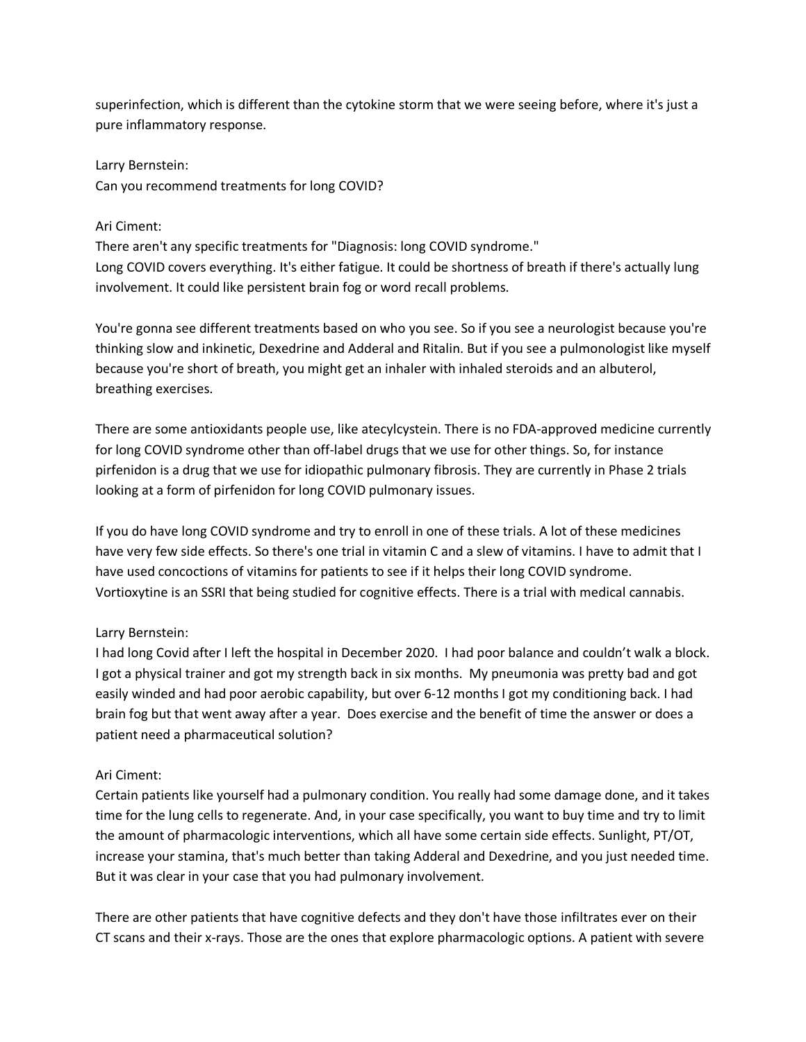superinfection, which is different than the cytokine storm that we were seeing before, where it's just a pure inflammatory response.

Larry Bernstein:
Can you recommend treatments for long COVID?

Ari Ciment:
There aren't any specific treatments for "Diagnosis: long COVID syndrome."
Long COVID covers everything. It's either fatigue. It could be shortness of breath if there's actually lung involvement. It could like persistent brain fog or word recall problems.

You're gonna see different treatments based on who you see. So if you see a neurologist because you're thinking slow and inkinetic, Dexedrine and Adderal and Ritalin. But if you see a pulmonologist like myself because you're short of breath, you might get an inhaler with inhaled steroids and an albuterol, breathing exercises.

There are some antioxidants people use, like atecylcystein. There is no FDA-approved medicine currently for long COVID syndrome other than off-label drugs that we use for other things. So, for instance pirfenidon is a drug that we use for idiopathic pulmonary fibrosis. They are currently in Phase 2 trials looking at a form of pirfenidon for long COVID pulmonary issues.

If you do have long COVID syndrome and try to enroll in one of these trials. A lot of these medicines have very few side effects. So there's one trial in vitamin C and a slew of vitamins. I have to admit that I have used concoctions of vitamins for patients to see if it helps their long COVID syndrome. Vortioxytine is an SSRI that being studied for cognitive effects. There is a trial with medical cannabis.

Larry Bernstein:
I had long Covid after I left the hospital in December 2020. I had poor balance and couldn't walk a block. I got a physical trainer and got my strength back in six months. My pneumonia was pretty bad and got easily winded and had poor aerobic capability, but over 6-12 months I got my conditioning back. I had brain fog but that went away after a year. Does exercise and the benefit of time the answer or does a patient need a pharmaceutical solution?

Ari Ciment:
Certain patients like yourself had a pulmonary condition. You really had some damage done, and it takes time for the lung cells to regenerate. And, in your case specifically, you want to buy time and try to limit the amount of pharmacologic interventions, which all have some certain side effects. Sunlight, PT/OT, increase your stamina, that's much better than taking Adderal and Dexedrine, and you just needed time. But it was clear in your case that you had pulmonary involvement.

There are other patients that have cognitive defects and they don't have those infiltrates ever on their CT scans and their x-rays. Those are the ones that explore pharmacologic options. A patient with severe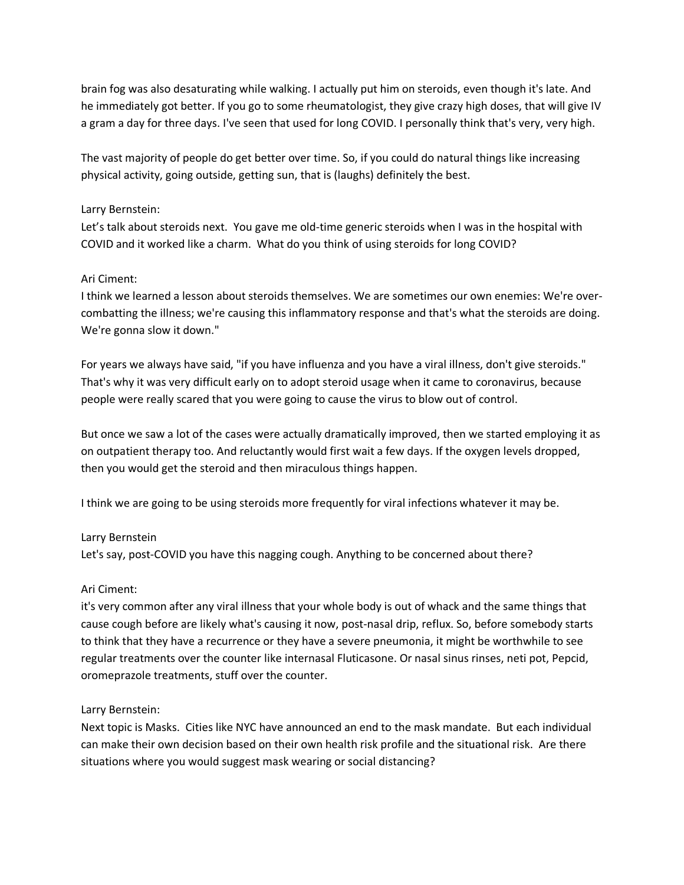brain fog was also desaturating while walking. I actually put him on steroids, even though it's late. And he immediately got better. If you go to some rheumatologist, they give crazy high doses, that will give IV a gram a day for three days. I've seen that used for long COVID. I personally think that's very, very high.

The vast majority of people do get better over time. So, if you could do natural things like increasing physical activity, going outside, getting sun, that is (laughs) definitely the best.

Larry Bernstein:
Let's talk about steroids next. You gave me old-time generic steroids when I was in the hospital with COVID and it worked like a charm. What do you think of using steroids for long COVID?

Ari Ciment:
I think we learned a lesson about steroids themselves. We are sometimes our own enemies: We're over-combatting the illness; we're causing this inflammatory response and that's what the steroids are doing. We're gonna slow it down."

For years we always have said, "if you have influenza and you have a viral illness, don't give steroids." That's why it was very difficult early on to adopt steroid usage when it came to coronavirus, because people were really scared that you were going to cause the virus to blow out of control.

But once we saw a lot of the cases were actually dramatically improved, then we started employing it as on outpatient therapy too. And reluctantly would first wait a few days. If the oxygen levels dropped, then you would get the steroid and then miraculous things happen.

I think we are going to be using steroids more frequently for viral infections whatever it may be.

Larry Bernstein
Let's say, post-COVID you have this nagging cough. Anything to be concerned about there?

Ari Ciment:
it's very common after any viral illness that your whole body is out of whack and the same things that cause cough before are likely what's causing it now, post-nasal drip, reflux. So, before somebody starts to think that they have a recurrence or they have a severe pneumonia, it might be worthwhile to see regular treatments over the counter like internasal Fluticasone. Or nasal sinus rinses, neti pot, Pepcid, oromeprazole treatments, stuff over the counter.

Larry Bernstein:
Next topic is Masks. Cities like NYC have announced an end to the mask mandate. But each individual can make their own decision based on their own health risk profile and the situational risk. Are there situations where you would suggest mask wearing or social distancing?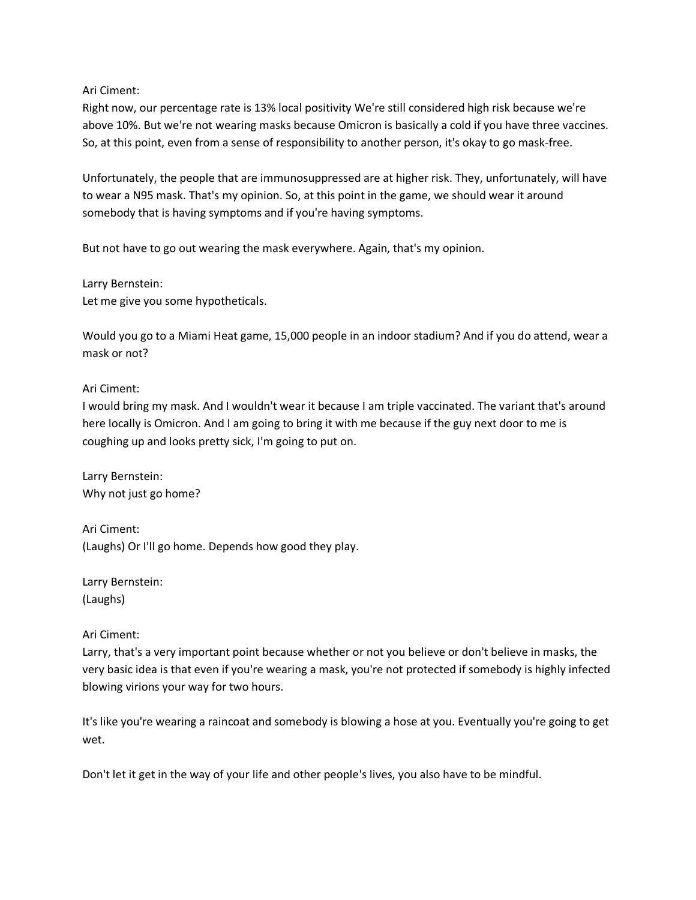Ari Ciment:
Right now, our percentage rate is 13% local positivity We're still considered high risk because we're above 10%. But we're not wearing masks because Omicron is basically a cold if you have three vaccines. So, at this point, even from a sense of responsibility to another person, it's okay to go mask-free.

Unfortunately, the people that are immunosuppressed are at higher risk. They, unfortunately, will have to wear a N95 mask. That's my opinion. So, at this point in the game, we should wear it around somebody that is having symptoms and if you're having symptoms.

But not have to go out wearing the mask everywhere. Again, that's my opinion.

Larry Bernstein:
Let me give you some hypotheticals.

Would you go to a Miami Heat game, 15,000 people in an indoor stadium? And if you do attend, wear a mask or not?

Ari Ciment:
I would bring my mask. And I wouldn't wear it because I am triple vaccinated. The variant that's around here locally is Omicron. And I am going to bring it with me because if the guy next door to me is coughing up and looks pretty sick, I'm going to put on.

Larry Bernstein:
Why not just go home?

Ari Ciment:
(Laughs) Or I'll go home. Depends how good they play.

Larry Bernstein:
(Laughs)

Ari Ciment:
Larry, that's a very important point because whether or not you believe or don't believe in masks, the very basic idea is that even if you're wearing a mask, you're not protected if somebody is highly infected blowing virions your way for two hours.

It's like you're wearing a raincoat and somebody is blowing a hose at you. Eventually you're going to get wet.

Don't let it get in the way of your life and other people's lives, you also have to be mindful.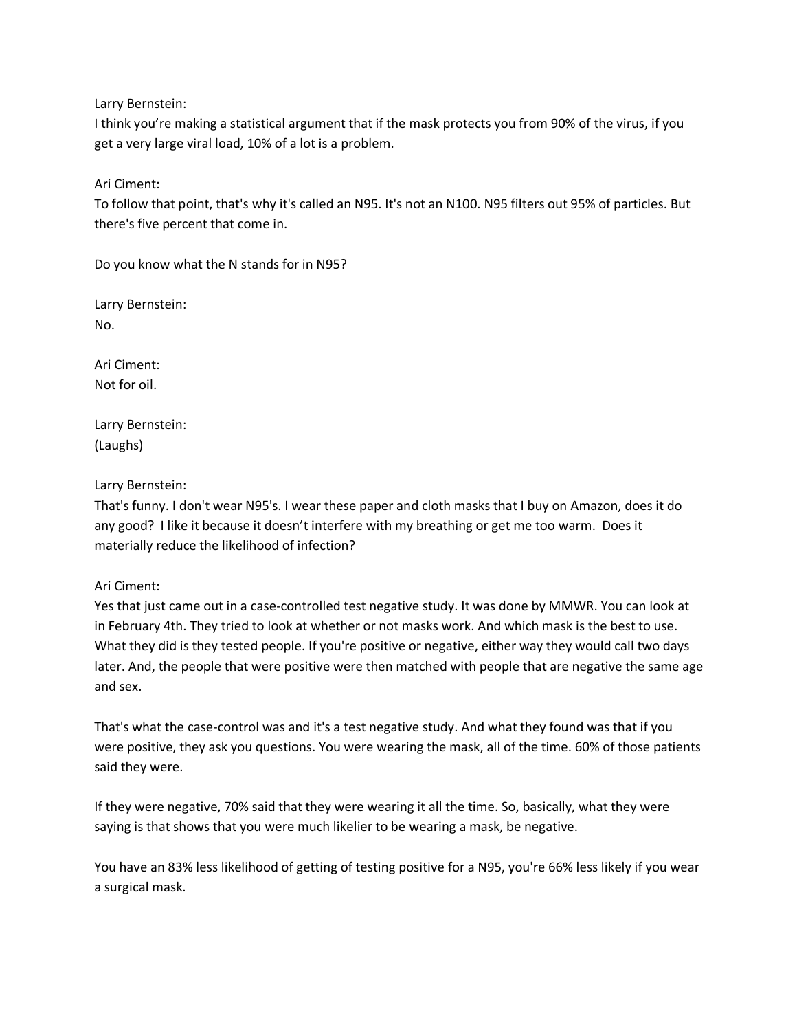Larry Bernstein:
I think you're making a statistical argument that if the mask protects you from 90% of the virus, if you get a very large viral load, 10% of a lot is a problem.

Ari Ciment:
To follow that point, that's why it's called an N95. It's not an N100. N95 filters out 95% of particles. But there's five percent that come in.

Do you know what the N stands for in N95?

Larry Bernstein:
No.

Ari Ciment:
Not for oil.

Larry Bernstein:
(Laughs)

Larry Bernstein:
That's funny. I don't wear N95's. I wear these paper and cloth masks that I buy on Amazon, does it do any good? I like it because it doesn't interfere with my breathing or get me too warm. Does it materially reduce the likelihood of infection?

Ari Ciment:
Yes that just came out in a case-controlled test negative study. It was done by MMWR. You can look at in February 4th. They tried to look at whether or not masks work. And which mask is the best to use. What they did is they tested people. If you're positive or negative, either way they would call two days later. And, the people that were positive were then matched with people that are negative the same age and sex.

That's what the case-control was and it's a test negative study. And what they found was that if you were positive, they ask you questions. You were wearing the mask, all of the time. 60% of those patients said they were.

If they were negative, 70% said that they were wearing it all the time. So, basically, what they were saying is that shows that you were much likelier to be wearing a mask, be negative.

You have an 83% less likelihood of getting of testing positive for a N95, you're 66% less likely if you wear a surgical mask.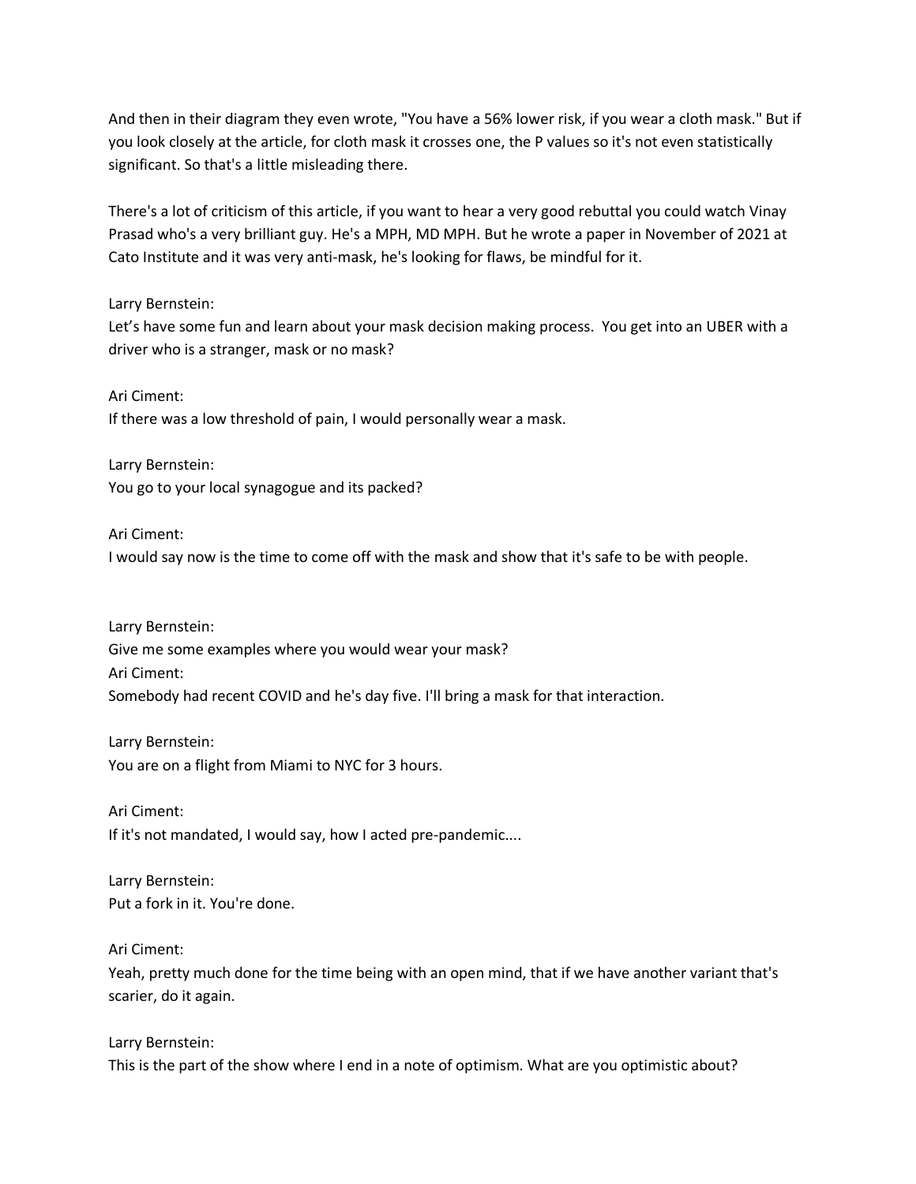And then in their diagram they even wrote, "You have a 56% lower risk, if you wear a cloth mask." But if you look closely at the article, for cloth mask it crosses one, the P values so it's not even statistically significant. So that's a little misleading there.

There's a lot of criticism of this article, if you want to hear a very good rebuttal you could watch Vinay Prasad who's a very brilliant guy. He's a MPH, MD MPH. But he wrote a paper in November of 2021 at Cato Institute and it was very anti-mask, he's looking for flaws, be mindful for it.

Larry Bernstein:
Let's have some fun and learn about your mask decision making process. You get into an UBER with a driver who is a stranger, mask or no mask?

Ari Ciment:
If there was a low threshold of pain, I would personally wear a mask.

Larry Bernstein:
You go to your local synagogue and its packed?

Ari Ciment:
I would say now is the time to come off with the mask and show that it's safe to be with people.

Larry Bernstein:
Give me some examples where you would wear your mask?
Ari Ciment:
Somebody had recent COVID and he's day five. I'll bring a mask for that interaction.

Larry Bernstein:
You are on a flight from Miami to NYC for 3 hours.

Ari Ciment:
If it's not mandated, I would say, how I acted pre-pandemic....

Larry Bernstein:
Put a fork in it. You're done.

Ari Ciment:
Yeah, pretty much done for the time being with an open mind, that if we have another variant that's scarier, do it again.

Larry Bernstein:
This is the part of the show where I end in a note of optimism. What are you optimistic about?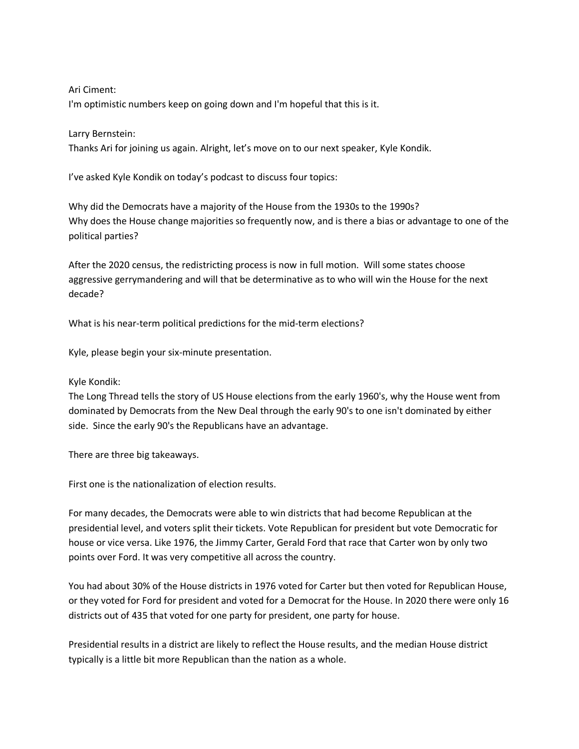Ari Ciment:
I'm optimistic numbers keep on going down and I'm hopeful that this is it.

Larry Bernstein:
Thanks Ari for joining us again. Alright, let's move on to our next speaker, Kyle Kondik.

I've asked Kyle Kondik on today's podcast to discuss four topics:

Why did the Democrats have a majority of the House from the 1930s to the 1990s?
Why does the House change majorities so frequently now, and is there a bias or advantage to one of the political parties?

After the 2020 census, the redistricting process is now in full motion. Will some states choose aggressive gerrymandering and will that be determinative as to who will win the House for the next decade?

What is his near-term political predictions for the mid-term elections?

Kyle, please begin your six-minute presentation.

Kyle Kondik:
The Long Thread tells the story of US House elections from the early 1960's, why the House went from dominated by Democrats from the New Deal through the early 90's to one isn't dominated by either side. Since the early 90's the Republicans have an advantage.

There are three big takeaways.

First one is the nationalization of election results.

For many decades, the Democrats were able to win districts that had become Republican at the presidential level, and voters split their tickets. Vote Republican for president but vote Democratic for house or vice versa. Like 1976, the Jimmy Carter, Gerald Ford that race that Carter won by only two points over Ford. It was very competitive all across the country.

You had about 30% of the House districts in 1976 voted for Carter but then voted for Republican House, or they voted for Ford for president and voted for a Democrat for the House. In 2020 there were only 16 districts out of 435 that voted for one party for president, one party for house.

Presidential results in a district are likely to reflect the House results, and the median House district typically is a little bit more Republican than the nation as a whole.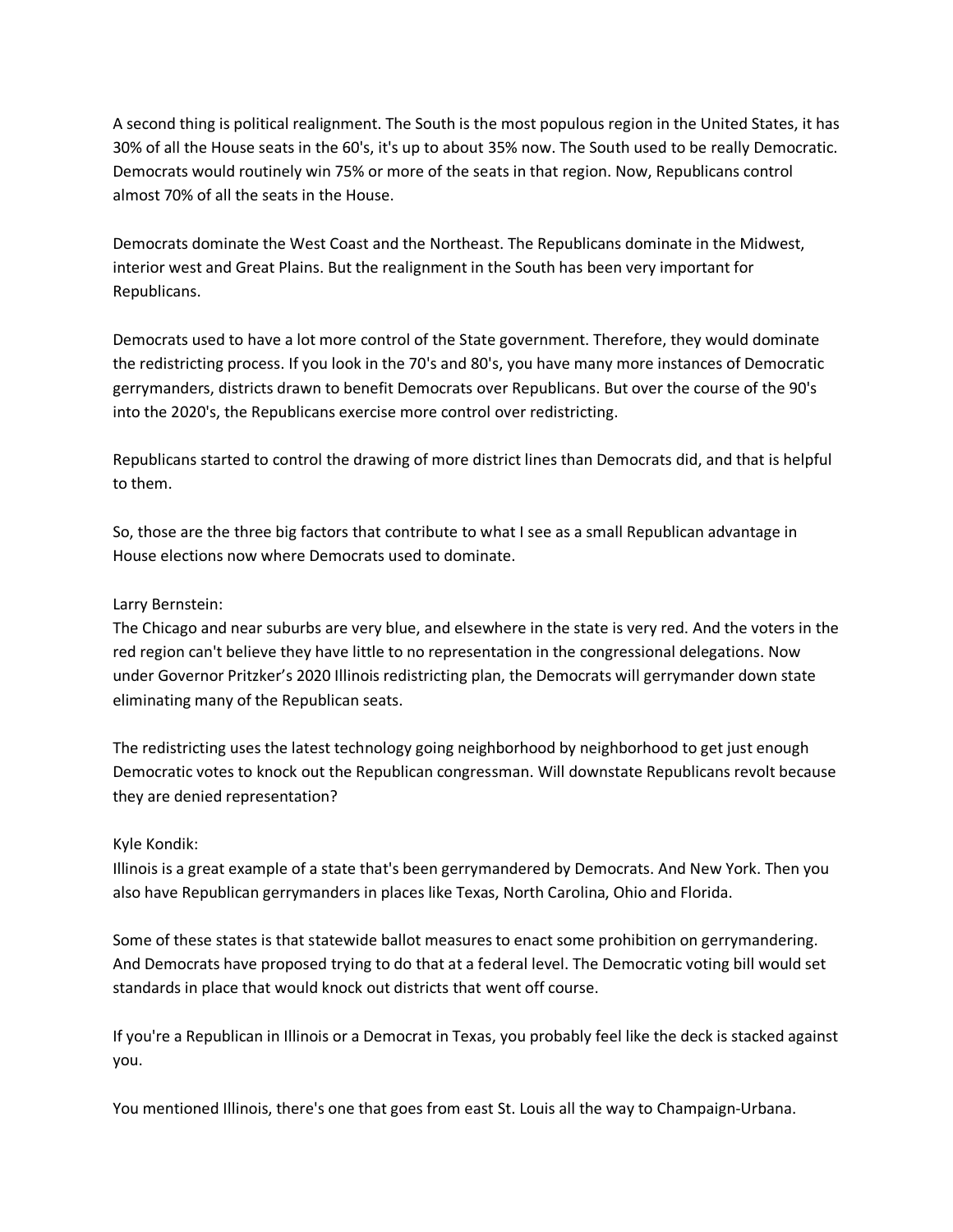A second thing is political realignment. The South is the most populous region in the United States, it has 30% of all the House seats in the 60's, it's up to about 35% now. The South used to be really Democratic. Democrats would routinely win 75% or more of the seats in that region. Now, Republicans control almost 70% of all the seats in the House.

Democrats dominate the West Coast and the Northeast. The Republicans dominate in the Midwest, interior west and Great Plains. But the realignment in the South has been very important for Republicans.

Democrats used to have a lot more control of the State government. Therefore, they would dominate the redistricting process. If you look in the 70's and 80's, you have many more instances of Democratic gerrymanders, districts drawn to benefit Democrats over Republicans. But over the course of the 90's into the 2020's, the Republicans exercise more control over redistricting.

Republicans started to control the drawing of more district lines than Democrats did, and that is helpful to them.

So, those are the three big factors that contribute to what I see as a small Republican advantage in House elections now where Democrats used to dominate.

Larry Bernstein:
The Chicago and near suburbs are very blue, and elsewhere in the state is very red. And the voters in the red region can't believe they have little to no representation in the congressional delegations. Now under Governor Pritzker's 2020 Illinois redistricting plan, the Democrats will gerrymander down state eliminating many of the Republican seats.

The redistricting uses the latest technology going neighborhood by neighborhood to get just enough Democratic votes to knock out the Republican congressman. Will downstate Republicans revolt because they are denied representation?

Kyle Kondik:
Illinois is a great example of a state that's been gerrymandered by Democrats. And New York. Then you also have Republican gerrymanders in places like Texas, North Carolina, Ohio and Florida.

Some of these states is that statewide ballot measures to enact some prohibition on gerrymandering. And Democrats have proposed trying to do that at a federal level. The Democratic voting bill would set standards in place that would knock out districts that went off course.

If you're a Republican in Illinois or a Democrat in Texas, you probably feel like the deck is stacked against you.

You mentioned Illinois, there's one that goes from east St. Louis all the way to Champaign-Urbana.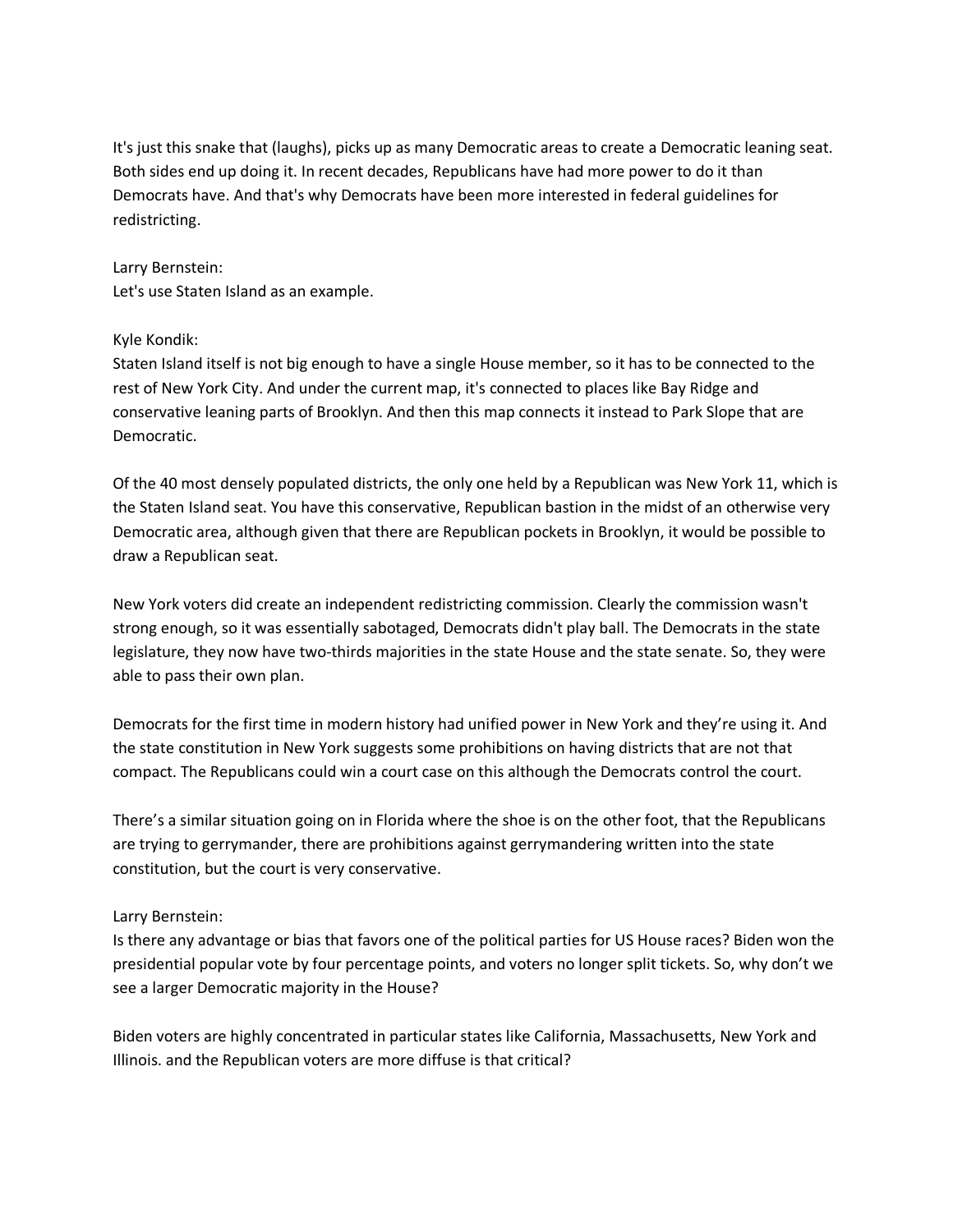It's just this snake that (laughs), picks up as many Democratic areas to create a Democratic leaning seat. Both sides end up doing it. In recent decades, Republicans have had more power to do it than Democrats have. And that's why Democrats have been more interested in federal guidelines for redistricting.

Larry Bernstein:
Let's use Staten Island as an example.

Kyle Kondik:
Staten Island itself is not big enough to have a single House member, so it has to be connected to the rest of New York City. And under the current map, it's connected to places like Bay Ridge and conservative leaning parts of Brooklyn. And then this map connects it instead to Park Slope that are Democratic.

Of the 40 most densely populated districts, the only one held by a Republican was New York 11, which is the Staten Island seat. You have this conservative, Republican bastion in the midst of an otherwise very Democratic area, although given that there are Republican pockets in Brooklyn, it would be possible to draw a Republican seat.

New York voters did create an independent redistricting commission. Clearly the commission wasn't strong enough, so it was essentially sabotaged, Democrats didn't play ball. The Democrats in the state legislature, they now have two-thirds majorities in the state House and the state senate. So, they were able to pass their own plan.

Democrats for the first time in modern history had unified power in New York and they're using it. And the state constitution in New York suggests some prohibitions on having districts that are not that compact. The Republicans could win a court case on this although the Democrats control the court.

There's a similar situation going on in Florida where the shoe is on the other foot, that the Republicans are trying to gerrymander, there are prohibitions against gerrymandering written into the state constitution, but the court is very conservative.

Larry Bernstein:
Is there any advantage or bias that favors one of the political parties for US House races? Biden won the presidential popular vote by four percentage points, and voters no longer split tickets. So, why don't we see a larger Democratic majority in the House?

Biden voters are highly concentrated in particular states like California, Massachusetts, New York and Illinois. and the Republican voters are more diffuse is that critical?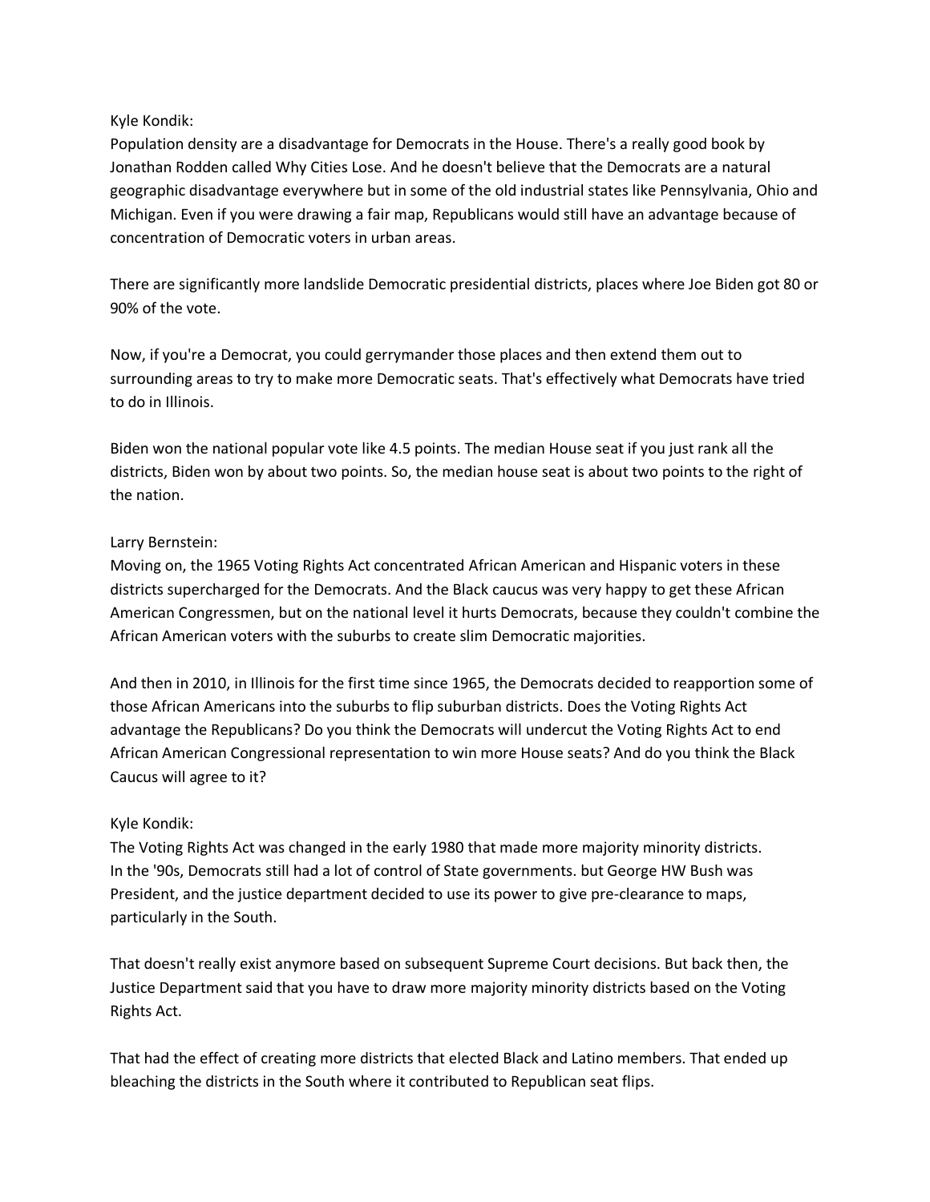Kyle Kondik:
Population density are a disadvantage for Democrats in the House. There's a really good book by Jonathan Rodden called Why Cities Lose. And he doesn't believe that the Democrats are a natural geographic disadvantage everywhere but in some of the old industrial states like Pennsylvania, Ohio and Michigan. Even if you were drawing a fair map, Republicans would still have an advantage because of concentration of Democratic voters in urban areas.

There are significantly more landslide Democratic presidential districts, places where Joe Biden got 80 or 90% of the vote.

Now, if you're a Democrat, you could gerrymander those places and then extend them out to surrounding areas to try to make more Democratic seats. That's effectively what Democrats have tried to do in Illinois.

Biden won the national popular vote like 4.5 points. The median House seat if you just rank all the districts, Biden won by about two points. So, the median house seat is about two points to the right of the nation.

Larry Bernstein:
Moving on, the 1965 Voting Rights Act concentrated African American and Hispanic voters in these districts supercharged for the Democrats. And the Black caucus was very happy to get these African American Congressmen, but on the national level it hurts Democrats, because they couldn't combine the African American voters with the suburbs to create slim Democratic majorities.

And then in 2010, in Illinois for the first time since 1965, the Democrats decided to reapportion some of those African Americans into the suburbs to flip suburban districts. Does the Voting Rights Act advantage the Republicans? Do you think the Democrats will undercut the Voting Rights Act to end African American Congressional representation to win more House seats? And do you think the Black Caucus will agree to it?

Kyle Kondik:
The Voting Rights Act was changed in the early 1980 that made more majority minority districts. In the '90s, Democrats still had a lot of control of State governments. but George HW Bush was President, and the justice department decided to use its power to give pre-clearance to maps, particularly in the South.

That doesn't really exist anymore based on subsequent Supreme Court decisions. But back then, the Justice Department said that you have to draw more majority minority districts based on the Voting Rights Act.

That had the effect of creating more districts that elected Black and Latino members. That ended up bleaching the districts in the South where it contributed to Republican seat flips.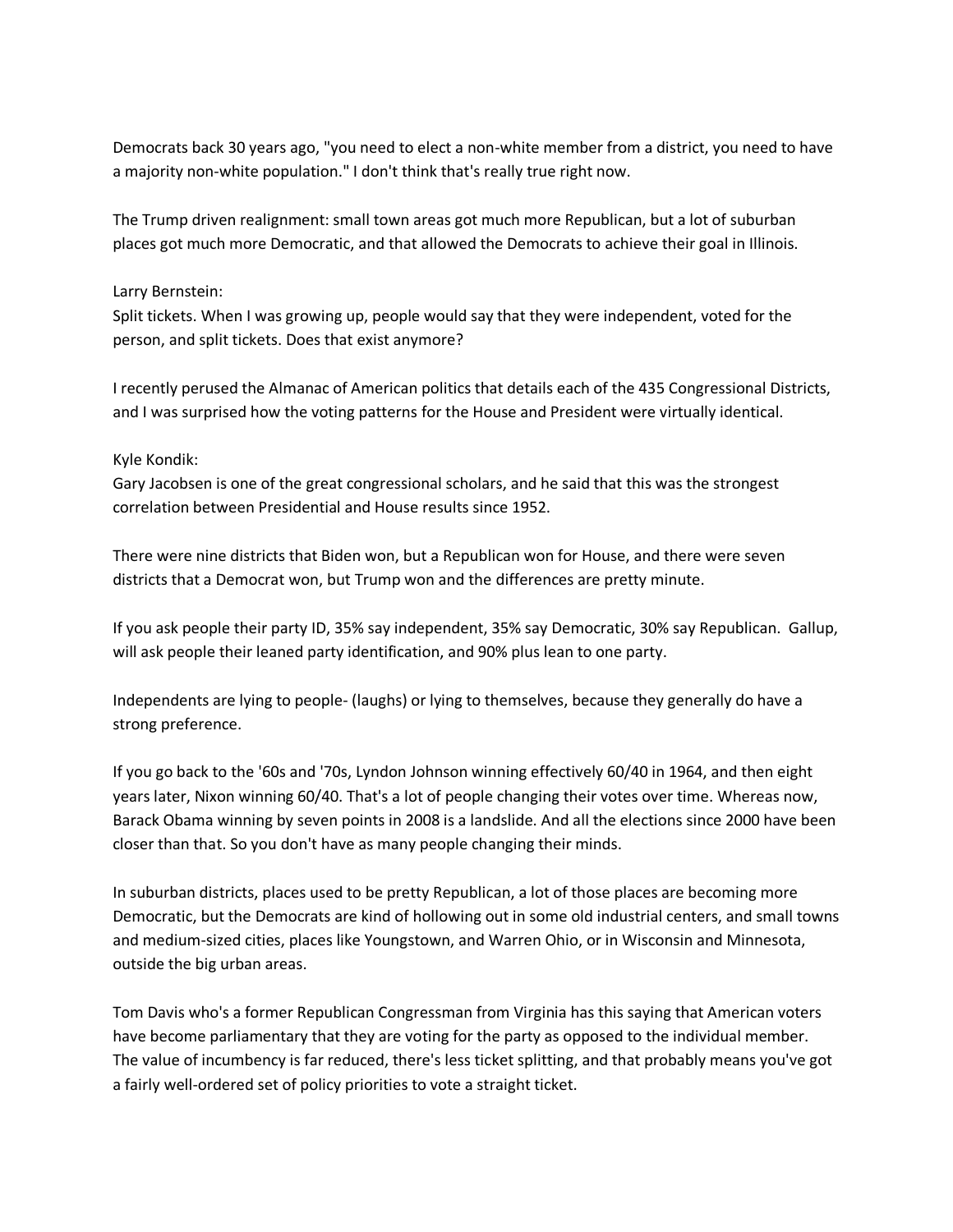Democrats back 30 years ago, "you need to elect a non-white member from a district, you need to have a majority non-white population." I don't think that's really true right now.

The Trump driven realignment: small town areas got much more Republican, but a lot of suburban places got much more Democratic, and that allowed the Democrats to achieve their goal in Illinois.

Larry Bernstein:
Split tickets. When I was growing up, people would say that they were independent, voted for the person, and split tickets. Does that exist anymore?

I recently perused the Almanac of American politics that details each of the 435 Congressional Districts, and I was surprised how the voting patterns for the House and President were virtually identical.

Kyle Kondik:
Gary Jacobsen is one of the great congressional scholars, and he said that this was the strongest correlation between Presidential and House results since 1952.

There were nine districts that Biden won, but a Republican won for House, and there were seven districts that a Democrat won, but Trump won and the differences are pretty minute.

If you ask people their party ID, 35% say independent, 35% say Democratic, 30% say Republican. Gallup, will ask people their leaned party identification, and 90% plus lean to one party.

Independents are lying to people- (laughs) or lying to themselves, because they generally do have a strong preference.

If you go back to the '60s and '70s, Lyndon Johnson winning effectively 60/40 in 1964, and then eight years later, Nixon winning 60/40. That's a lot of people changing their votes over time. Whereas now, Barack Obama winning by seven points in 2008 is a landslide. And all the elections since 2000 have been closer than that. So you don't have as many people changing their minds.

In suburban districts, places used to be pretty Republican, a lot of those places are becoming more Democratic, but the Democrats are kind of hollowing out in some old industrial centers, and small towns and medium-sized cities, places like Youngstown, and Warren Ohio, or in Wisconsin and Minnesota, outside the big urban areas.

Tom Davis who's a former Republican Congressman from Virginia has this saying that American voters have become parliamentary that they are voting for the party as opposed to the individual member. The value of incumbency is far reduced, there's less ticket splitting, and that probably means you've got a fairly well-ordered set of policy priorities to vote a straight ticket.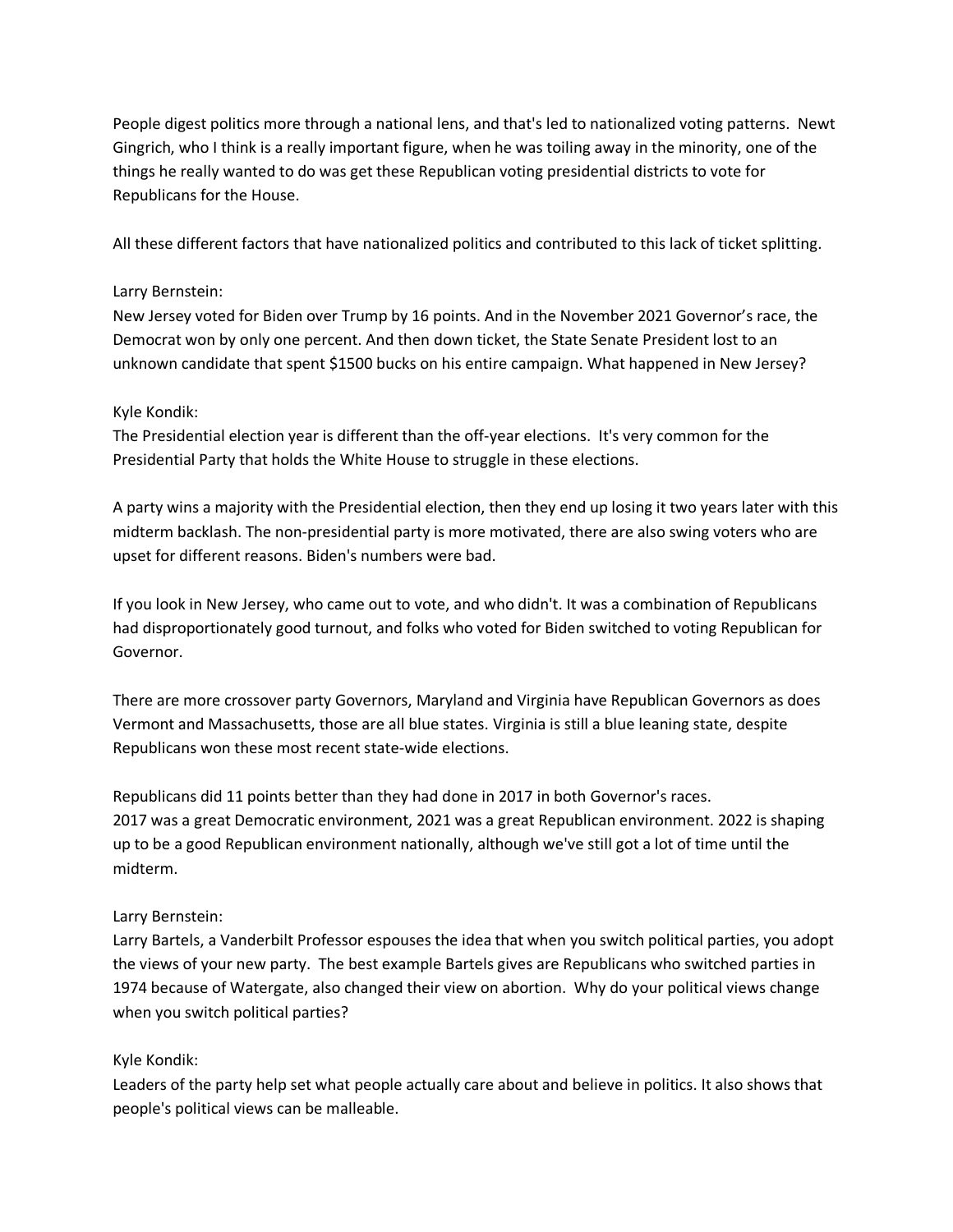People digest politics more through a national lens, and that's led to nationalized voting patterns. Newt Gingrich, who I think is a really important figure, when he was toiling away in the minority, one of the things he really wanted to do was get these Republican voting presidential districts to vote for Republicans for the House.

All these different factors that have nationalized politics and contributed to this lack of ticket splitting.

Larry Bernstein:
New Jersey voted for Biden over Trump by 16 points. And in the November 2021 Governor's race, the Democrat won by only one percent. And then down ticket, the State Senate President lost to an unknown candidate that spent $1500 bucks on his entire campaign. What happened in New Jersey?

Kyle Kondik:
The Presidential election year is different than the off-year elections. It's very common for the Presidential Party that holds the White House to struggle in these elections.

A party wins a majority with the Presidential election, then they end up losing it two years later with this midterm backlash. The non-presidential party is more motivated, there are also swing voters who are upset for different reasons. Biden's numbers were bad.

If you look in New Jersey, who came out to vote, and who didn't. It was a combination of Republicans had disproportionately good turnout, and folks who voted for Biden switched to voting Republican for Governor.

There are more crossover party Governors, Maryland and Virginia have Republican Governors as does Vermont and Massachusetts, those are all blue states. Virginia is still a blue leaning state, despite Republicans won these most recent state-wide elections.

Republicans did 11 points better than they had done in 2017 in both Governor's races.
2017 was a great Democratic environment, 2021 was a great Republican environment. 2022 is shaping up to be a good Republican environment nationally, although we've still got a lot of time until the midterm.

Larry Bernstein:
Larry Bartels, a Vanderbilt Professor espouses the idea that when you switch political parties, you adopt the views of your new party. The best example Bartels gives are Republicans who switched parties in 1974 because of Watergate, also changed their view on abortion. Why do your political views change when you switch political parties?

Kyle Kondik:
Leaders of the party help set what people actually care about and believe in politics. It also shows that people's political views can be malleable.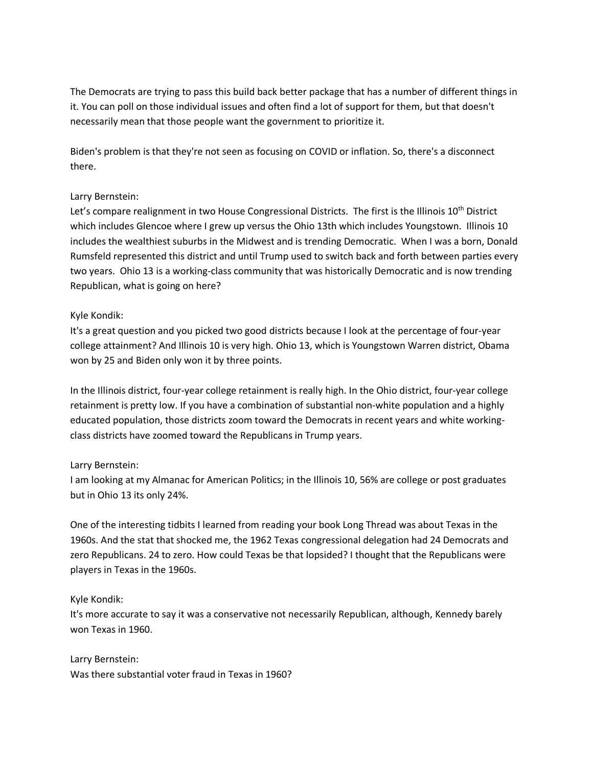The Democrats are trying to pass this build back better package that has a number of different things in it. You can poll on those individual issues and often find a lot of support for them, but that doesn't necessarily mean that those people want the government to prioritize it.

Biden's problem is that they're not seen as focusing on COVID or inflation. So, there's a disconnect there.

Larry Bernstein:
Let's compare realignment in two House Congressional Districts. The first is the Illinois 10th District which includes Glencoe where I grew up versus the Ohio 13th which includes Youngstown. Illinois 10 includes the wealthiest suburbs in the Midwest and is trending Democratic. When I was a born, Donald Rumsfeld represented this district and until Trump used to switch back and forth between parties every two years. Ohio 13 is a working-class community that was historically Democratic and is now trending Republican, what is going on here?

Kyle Kondik:
It's a great question and you picked two good districts because I look at the percentage of four-year college attainment? And Illinois 10 is very high. Ohio 13, which is Youngstown Warren district, Obama won by 25 and Biden only won it by three points.

In the Illinois district, four-year college retainment is really high. In the Ohio district, four-year college retainment is pretty low. If you have a combination of substantial non-white population and a highly educated population, those districts zoom toward the Democrats in recent years and white working-class districts have zoomed toward the Republicans in Trump years.

Larry Bernstein:
I am looking at my Almanac for American Politics; in the Illinois 10, 56% are college or post graduates but in Ohio 13 its only 24%.

One of the interesting tidbits I learned from reading your book Long Thread was about Texas in the 1960s. And the stat that shocked me, the 1962 Texas congressional delegation had 24 Democrats and zero Republicans. 24 to zero. How could Texas be that lopsided? I thought that the Republicans were players in Texas in the 1960s.

Kyle Kondik:
It's more accurate to say it was a conservative not necessarily Republican, although, Kennedy barely won Texas in 1960.

Larry Bernstein:
Was there substantial voter fraud in Texas in 1960?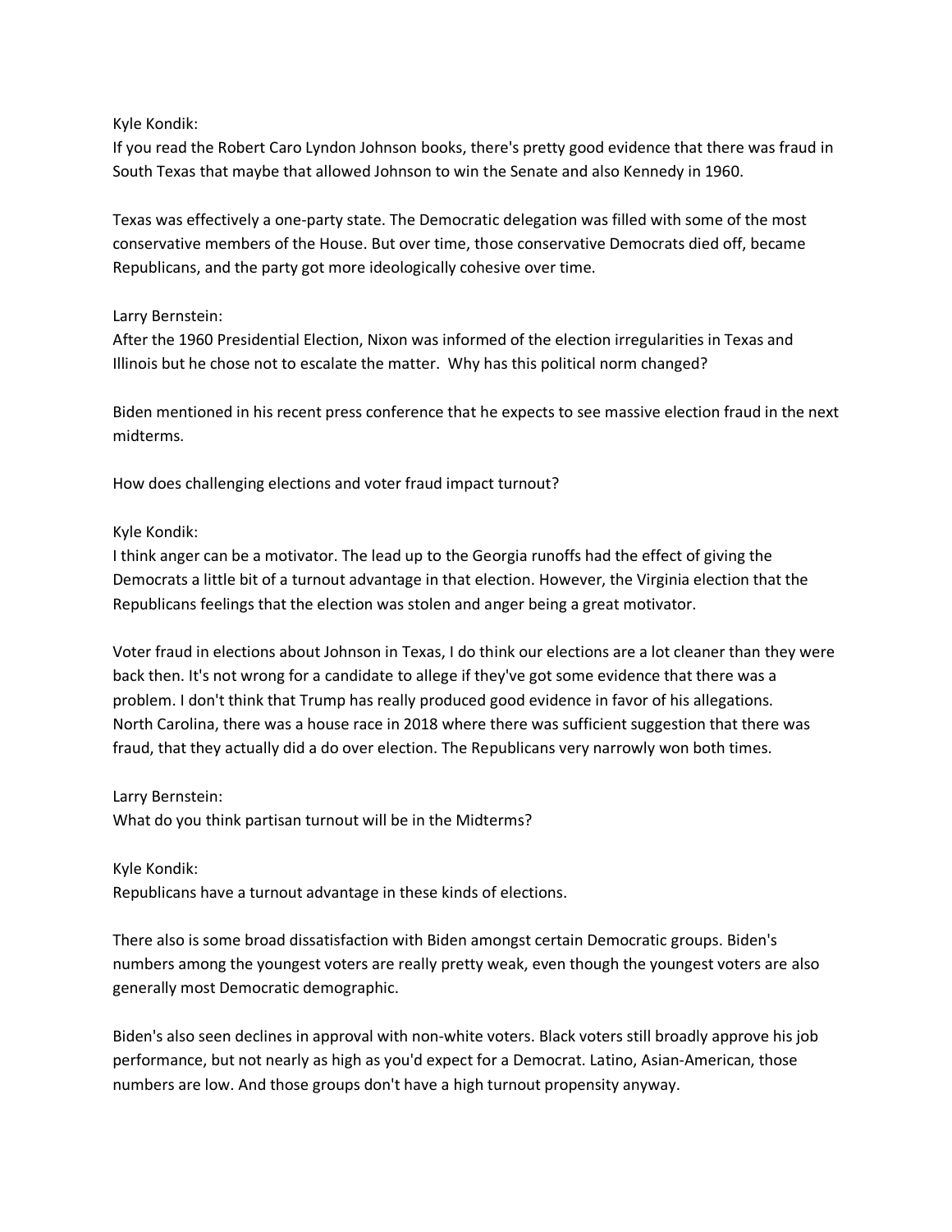Kyle Kondik:
If you read the Robert Caro Lyndon Johnson books, there's pretty good evidence that there was fraud in South Texas that maybe that allowed Johnson to win the Senate and also Kennedy in 1960.

Texas was effectively a one-party state. The Democratic delegation was filled with some of the most conservative members of the House. But over time, those conservative Democrats died off, became Republicans, and the party got more ideologically cohesive over time.

Larry Bernstein:
After the 1960 Presidential Election, Nixon was informed of the election irregularities in Texas and Illinois but he chose not to escalate the matter. Why has this political norm changed?

Biden mentioned in his recent press conference that he expects to see massive election fraud in the next midterms.

How does challenging elections and voter fraud impact turnout?

Kyle Kondik:
I think anger can be a motivator. The lead up to the Georgia runoffs had the effect of giving the Democrats a little bit of a turnout advantage in that election. However, the Virginia election that the Republicans feelings that the election was stolen and anger being a great motivator.

Voter fraud in elections about Johnson in Texas, I do think our elections are a lot cleaner than they were back then. It's not wrong for a candidate to allege if they've got some evidence that there was a problem. I don't think that Trump has really produced good evidence in favor of his allegations. North Carolina, there was a house race in 2018 where there was sufficient suggestion that there was fraud, that they actually did a do over election. The Republicans very narrowly won both times.

Larry Bernstein:
What do you think partisan turnout will be in the Midterms?

Kyle Kondik:
Republicans have a turnout advantage in these kinds of elections.

There also is some broad dissatisfaction with Biden amongst certain Democratic groups. Biden's numbers among the youngest voters are really pretty weak, even though the youngest voters are also generally most Democratic demographic.

Biden's also seen declines in approval with non-white voters. Black voters still broadly approve his job performance, but not nearly as high as you'd expect for a Democrat. Latino, Asian-American, those numbers are low. And those groups don't have a high turnout propensity anyway.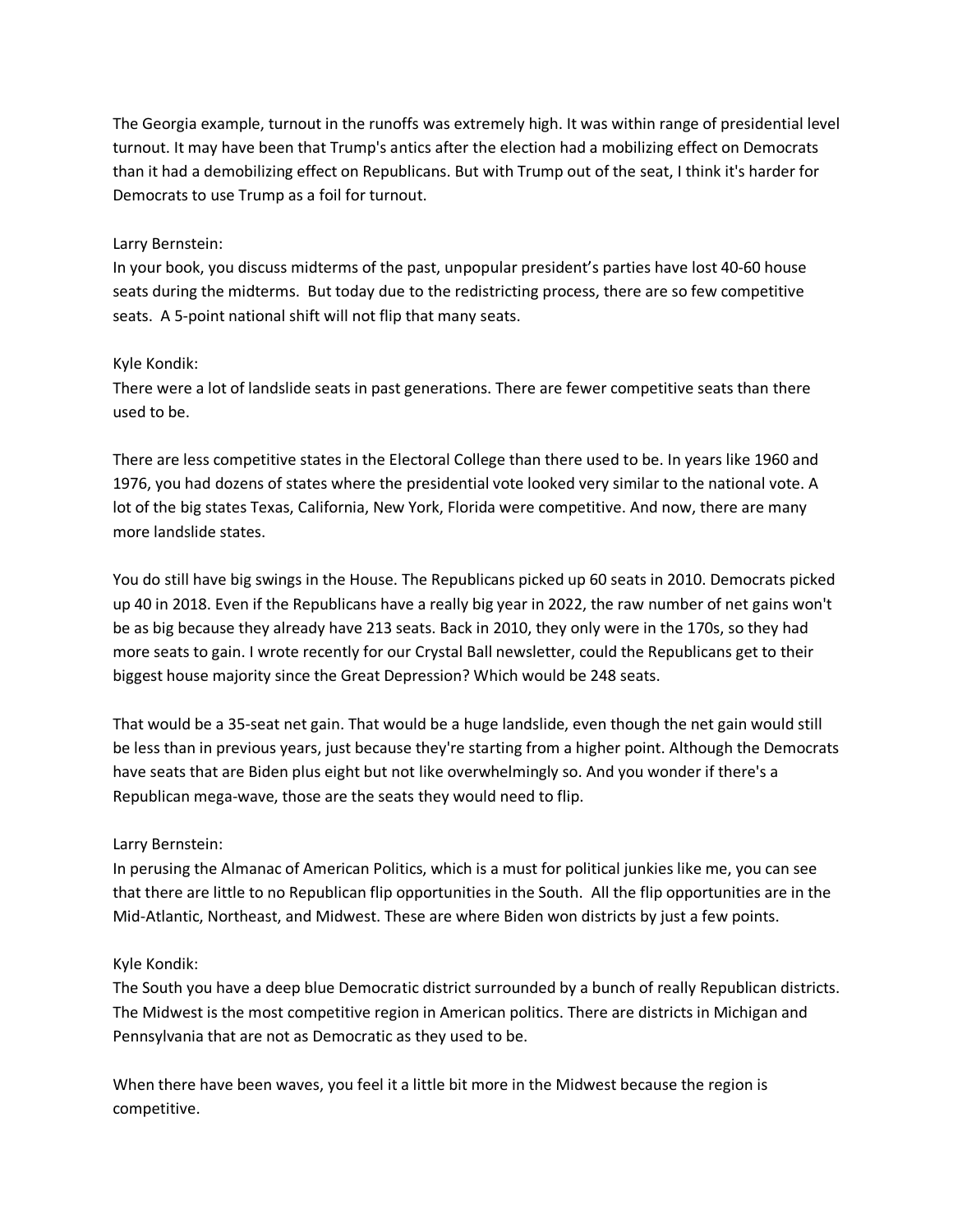The Georgia example, turnout in the runoffs was extremely high. It was within range of presidential level turnout. It may have been that Trump's antics after the election had a mobilizing effect on Democrats than it had a demobilizing effect on Republicans. But with Trump out of the seat, I think it's harder for Democrats to use Trump as a foil for turnout.

Larry Bernstein:
In your book, you discuss midterms of the past, unpopular president's parties have lost 40-60 house seats during the midterms. But today due to the redistricting process, there are so few competitive seats. A 5-point national shift will not flip that many seats.

Kyle Kondik:
There were a lot of landslide seats in past generations. There are fewer competitive seats than there used to be.

There are less competitive states in the Electoral College than there used to be. In years like 1960 and 1976, you had dozens of states where the presidential vote looked very similar to the national vote. A lot of the big states Texas, California, New York, Florida were competitive. And now, there are many more landslide states.

You do still have big swings in the House. The Republicans picked up 60 seats in 2010. Democrats picked up 40 in 2018. Even if the Republicans have a really big year in 2022, the raw number of net gains won't be as big because they already have 213 seats. Back in 2010, they only were in the 170s, so they had more seats to gain. I wrote recently for our Crystal Ball newsletter, could the Republicans get to their biggest house majority since the Great Depression? Which would be 248 seats.

That would be a 35-seat net gain. That would be a huge landslide, even though the net gain would still be less than in previous years, just because they're starting from a higher point. Although the Democrats have seats that are Biden plus eight but not like overwhelmingly so. And you wonder if there's a Republican mega-wave, those are the seats they would need to flip.

Larry Bernstein:
In perusing the Almanac of American Politics, which is a must for political junkies like me, you can see that there are little to no Republican flip opportunities in the South. All the flip opportunities are in the Mid-Atlantic, Northeast, and Midwest. These are where Biden won districts by just a few points.

Kyle Kondik:
The South you have a deep blue Democratic district surrounded by a bunch of really Republican districts. The Midwest is the most competitive region in American politics. There are districts in Michigan and Pennsylvania that are not as Democratic as they used to be.

When there have been waves, you feel it a little bit more in the Midwest because the region is competitive.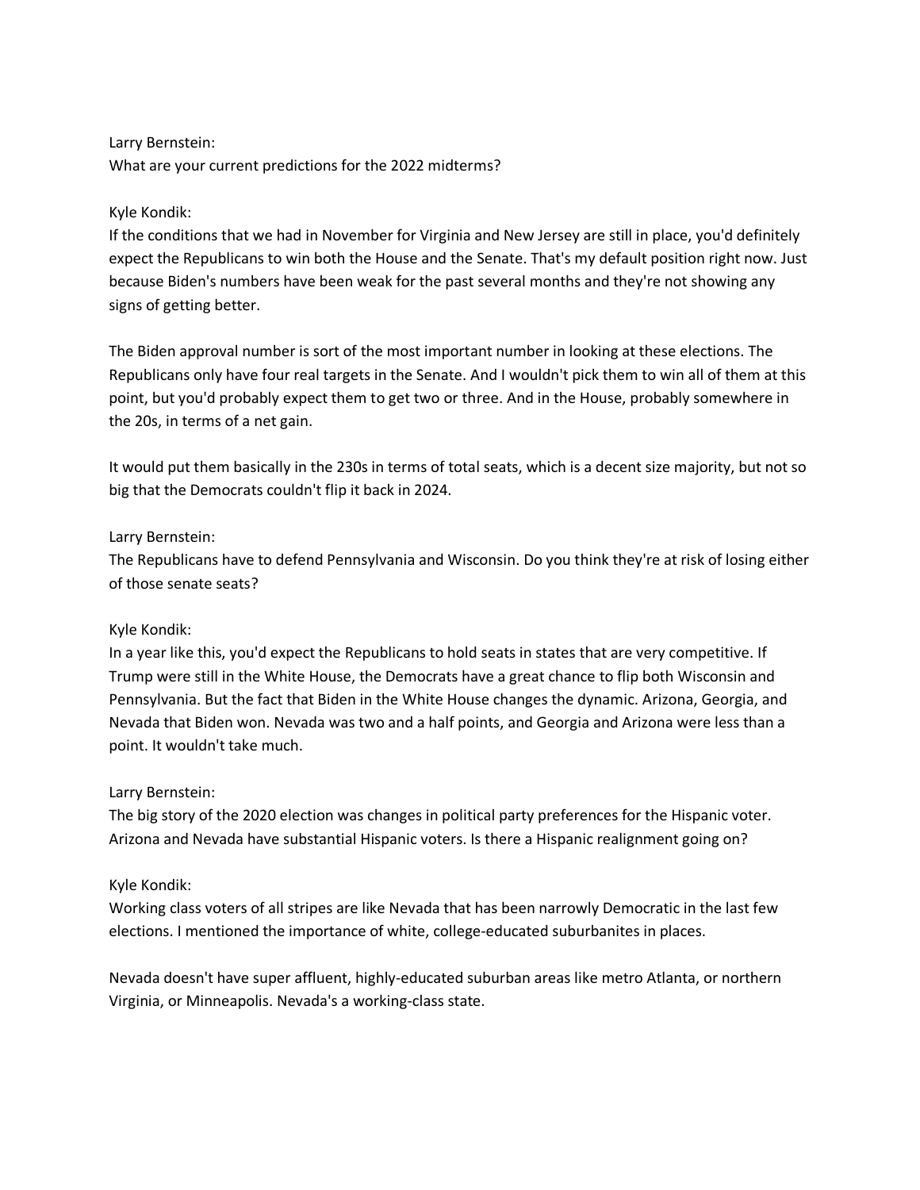Larry Bernstein:
What are your current predictions for the 2022 midterms?

Kyle Kondik:
If the conditions that we had in November for Virginia and New Jersey are still in place, you'd definitely expect the Republicans to win both the House and the Senate. That's my default position right now. Just because Biden's numbers have been weak for the past several months and they're not showing any signs of getting better.

The Biden approval number is sort of the most important number in looking at these elections. The Republicans only have four real targets in the Senate. And I wouldn't pick them to win all of them at this point, but you'd probably expect them to get two or three. And in the House, probably somewhere in the 20s, in terms of a net gain.

It would put them basically in the 230s in terms of total seats, which is a decent size majority, but not so big that the Democrats couldn't flip it back in 2024.

Larry Bernstein:
The Republicans have to defend Pennsylvania and Wisconsin. Do you think they're at risk of losing either of those senate seats?

Kyle Kondik:
In a year like this, you'd expect the Republicans to hold seats in states that are very competitive. If Trump were still in the White House, the Democrats have a great chance to flip both Wisconsin and Pennsylvania. But the fact that Biden in the White House changes the dynamic. Arizona, Georgia, and Nevada that Biden won. Nevada was two and a half points, and Georgia and Arizona were less than a point. It wouldn't take much.

Larry Bernstein:
The big story of the 2020 election was changes in political party preferences for the Hispanic voter. Arizona and Nevada have substantial Hispanic voters. Is there a Hispanic realignment going on?

Kyle Kondik:
Working class voters of all stripes are like Nevada that has been narrowly Democratic in the last few elections. I mentioned the importance of white, college-educated suburbanites in places.

Nevada doesn't have super affluent, highly-educated suburban areas like metro Atlanta, or northern Virginia, or Minneapolis. Nevada's a working-class state.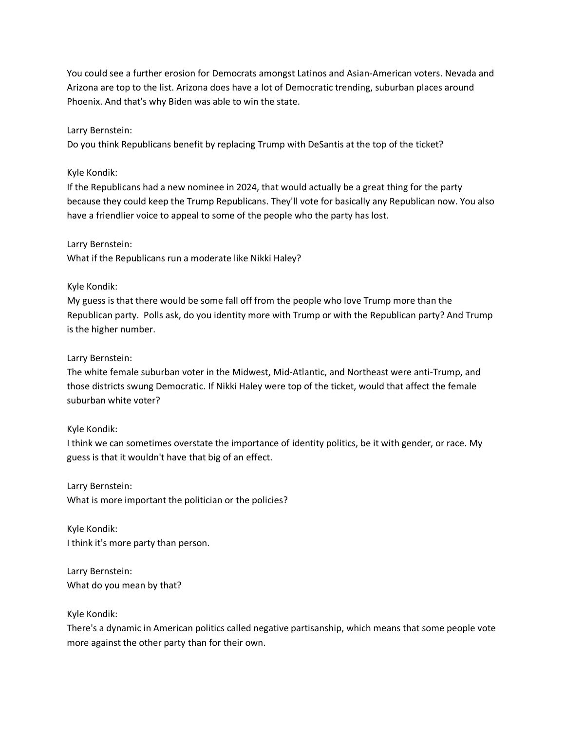You could see a further erosion for Democrats amongst Latinos and Asian-American voters. Nevada and Arizona are top to the list. Arizona does have a lot of Democratic trending, suburban places around Phoenix. And that's why Biden was able to win the state.

Larry Bernstein:
Do you think Republicans benefit by replacing Trump with DeSantis at the top of the ticket?

Kyle Kondik:
If the Republicans had a new nominee in 2024, that would actually be a great thing for the party because they could keep the Trump Republicans. They'll vote for basically any Republican now. You also have a friendlier voice to appeal to some of the people who the party has lost.

Larry Bernstein:
What if the Republicans run a moderate like Nikki Haley?

Kyle Kondik:
My guess is that there would be some fall off from the people who love Trump more than the Republican party. Polls ask, do you identity more with Trump or with the Republican party? And Trump is the higher number.

Larry Bernstein:
The white female suburban voter in the Midwest, Mid-Atlantic, and Northeast were anti-Trump, and those districts swung Democratic. If Nikki Haley were top of the ticket, would that affect the female suburban white voter?

Kyle Kondik:
I think we can sometimes overstate the importance of identity politics, be it with gender, or race. My guess is that it wouldn't have that big of an effect.

Larry Bernstein:
What is more important the politician or the policies?

Kyle Kondik:
I think it's more party than person.

Larry Bernstein:
What do you mean by that?

Kyle Kondik:
There's a dynamic in American politics called negative partisanship, which means that some people vote more against the other party than for their own.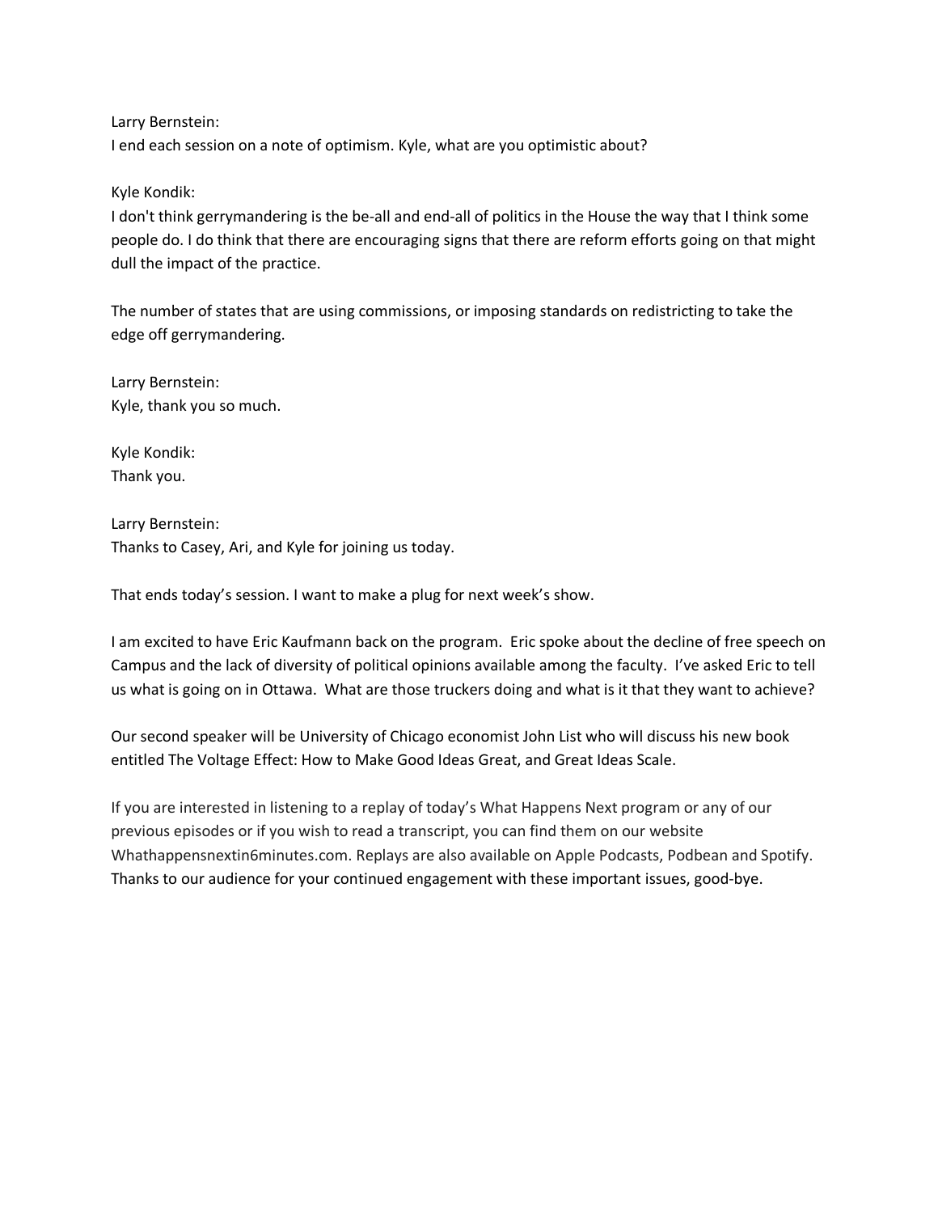Larry Bernstein:
I end each session on a note of optimism. Kyle, what are you optimistic about?

Kyle Kondik:
I don't think gerrymandering is the be-all and end-all of politics in the House the way that I think some people do. I do think that there are encouraging signs that there are reform efforts going on that might dull the impact of the practice.

The number of states that are using commissions, or imposing standards on redistricting to take the edge off gerrymandering.

Larry Bernstein:
Kyle, thank you so much.

Kyle Kondik:
Thank you.

Larry Bernstein:
Thanks to Casey, Ari, and Kyle for joining us today.

That ends today's session. I want to make a plug for next week's show.

I am excited to have Eric Kaufmann back on the program. Eric spoke about the decline of free speech on Campus and the lack of diversity of political opinions available among the faculty. I've asked Eric to tell us what is going on in Ottawa. What are those truckers doing and what is it that they want to achieve?

Our second speaker will be University of Chicago economist John List who will discuss his new book entitled The Voltage Effect: How to Make Good Ideas Great, and Great Ideas Scale.

If you are interested in listening to a replay of today's What Happens Next program or any of our previous episodes or if you wish to read a transcript, you can find them on our website Whathappensnextin6minutes.com. Replays are also available on Apple Podcasts, Podbean and Spotify. Thanks to our audience for your continued engagement with these important issues, good-bye.